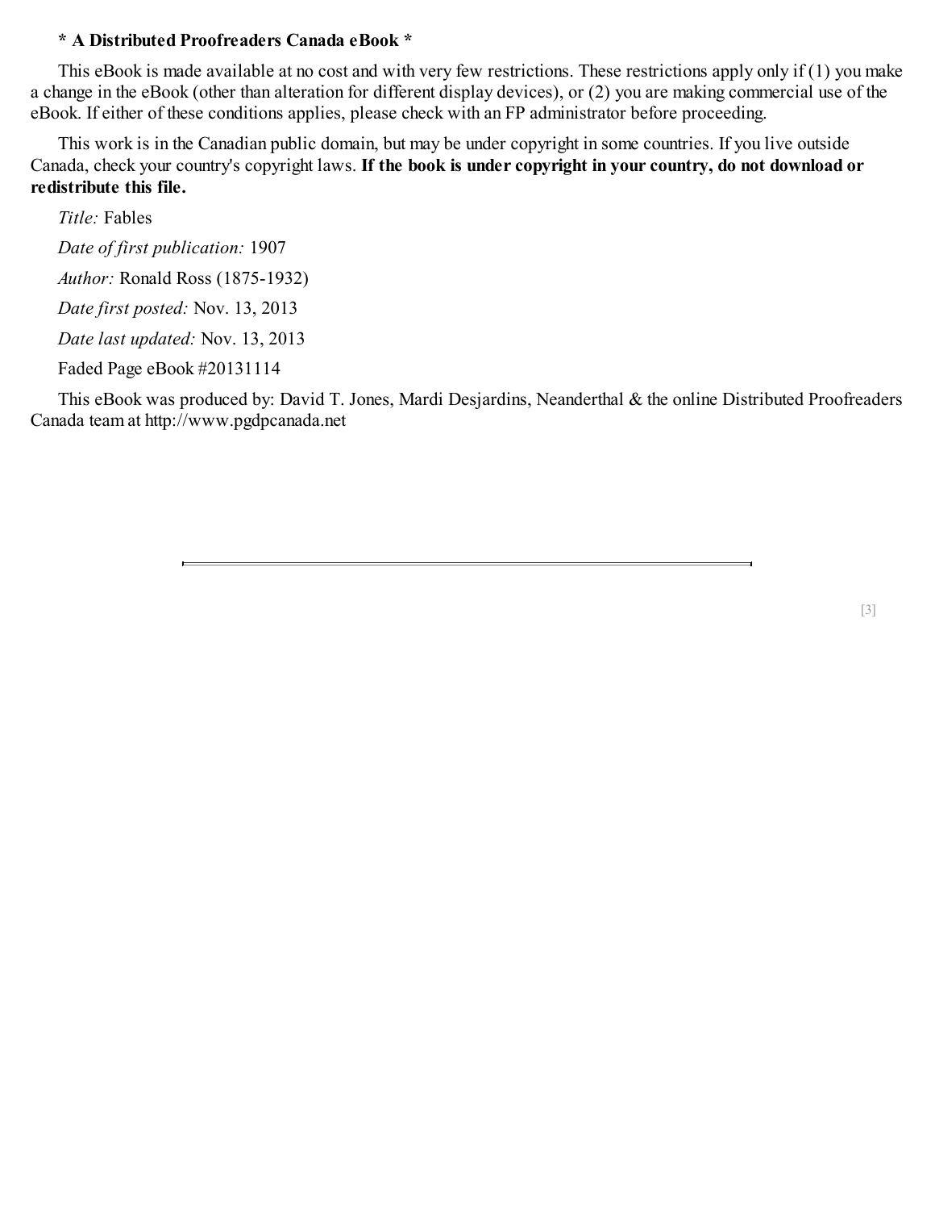**\* A Distributed Proofreaders Canada eBook \***

This eBook is made available at no cost and with very few restrictions. These restrictions apply only if (1) you make a change in the eBook (other than alteration for different display devices), or (2) you are making commercial use of the eBook. If either of these conditions applies, please check with an FP administrator before proceeding.

This work is in the Canadian public domain, but may be under copyright in some countries. If you live outside Canada, check your country's copyright laws. **If the book is under copyright in your country, do not download or redistribute this file.**

*Title:* Fables

*Date of first publication:* 1907

*Author:* Ronald Ross (1875-1932)

*Date first posted:* Nov. 13, 2013

*Date last updated:* Nov. 13, 2013

Faded Page eBook #20131114

This eBook was produced by: David T. Jones, Mardi Desjardins, Neanderthal & the online Distributed Proofreaders Canada team at http://www.pgdpcanada.net

---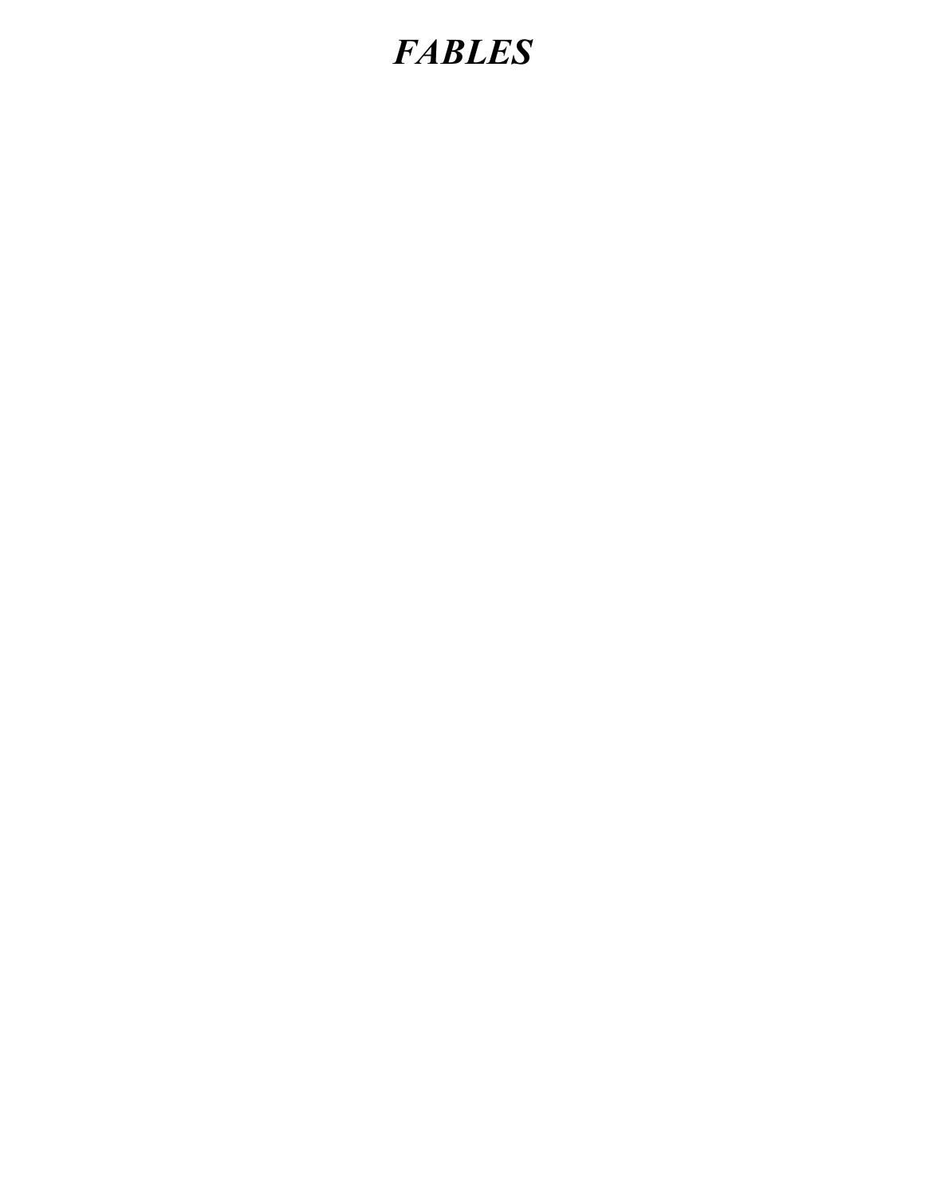# *FABLES*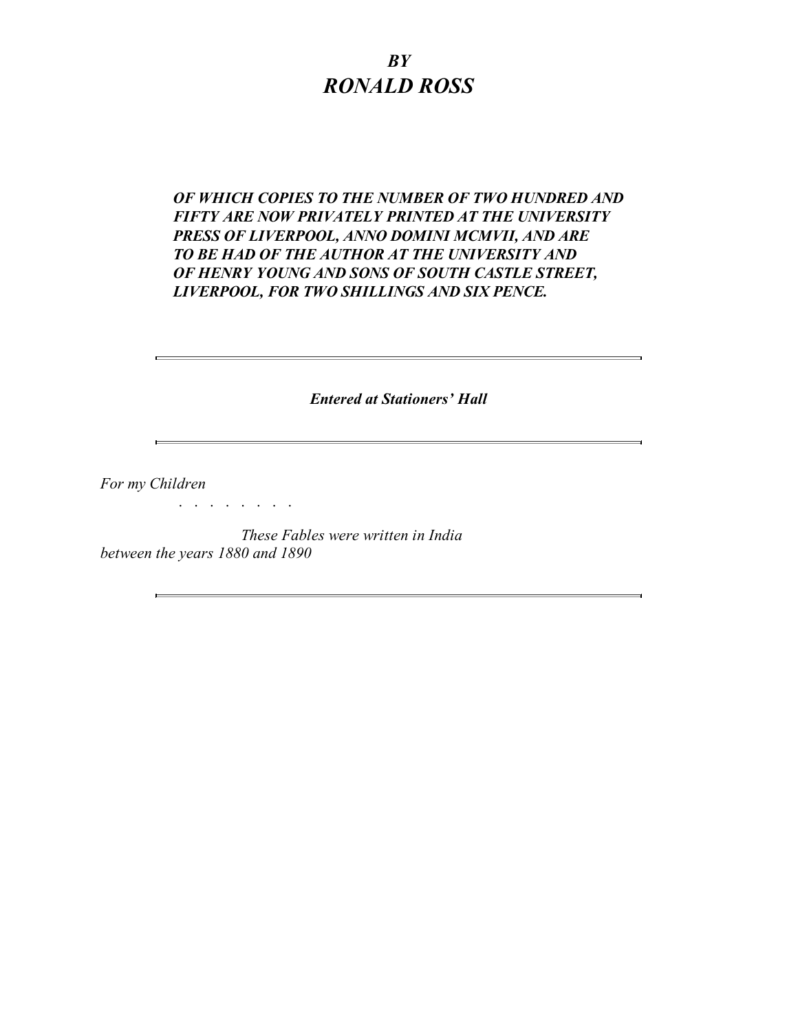***BY***
## ***RONALD ROSS***

***OF WHICH COPIES TO THE NUMBER OF TWO HUNDRED AND FIFTY ARE NOW PRIVATELY PRINTED AT THE UNIVERSITY PRESS OF LIVERPOOL, ANNO DOMINI MCMVII, AND ARE TO BE HAD OF THE AUTHOR AT THE UNIVERSITY AND OF HENRY YOUNG AND SONS OF SOUTH CASTLE STREET, LIVERPOOL, FOR TWO SHILLINGS AND SIX PENCE.***

---

***Entered at Stationers' Hall***

---

*For my Children*

. . . . . . . .

*These Fables were written in India between the years 1880 and 1890*

---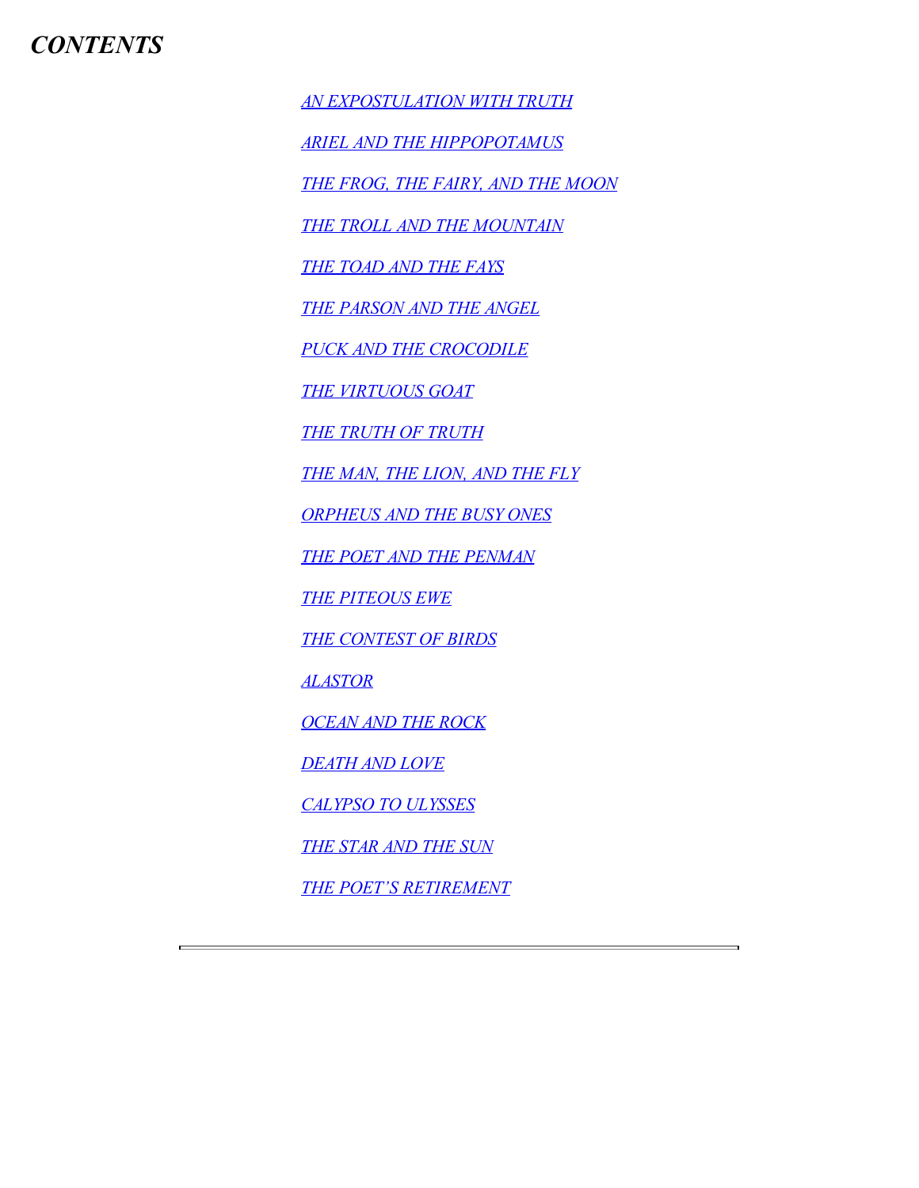## *CONTENTS*

*AN EXPOSTULATION WITH TRUTH*

*ARIEL AND THE HIPPOPOTAMUS*

*THE FROG, THE FAIRY, AND THE MOON*

*THE TROLL AND THE MOUNTAIN*

*THE TOAD AND THE FAYS*

*THE PARSON AND THE ANGEL*

*PUCK AND THE CROCODILE*

*THE VIRTUOUS GOAT*

*THE TRUTH OF TRUTH*

*THE MAN, THE LION, AND THE FLY*

*ORPHEUS AND THE BUSY ONES*

*THE POET AND THE PENMAN*

*THE PITEOUS EWE*

*THE CONTEST OF BIRDS*

*ALASTOR*

*OCEAN AND THE ROCK*

*DEATH AND LOVE*

*CALYPSO TO ULYSSES*

*THE STAR AND THE SUN*

*THE POET'S RETIREMENT*

---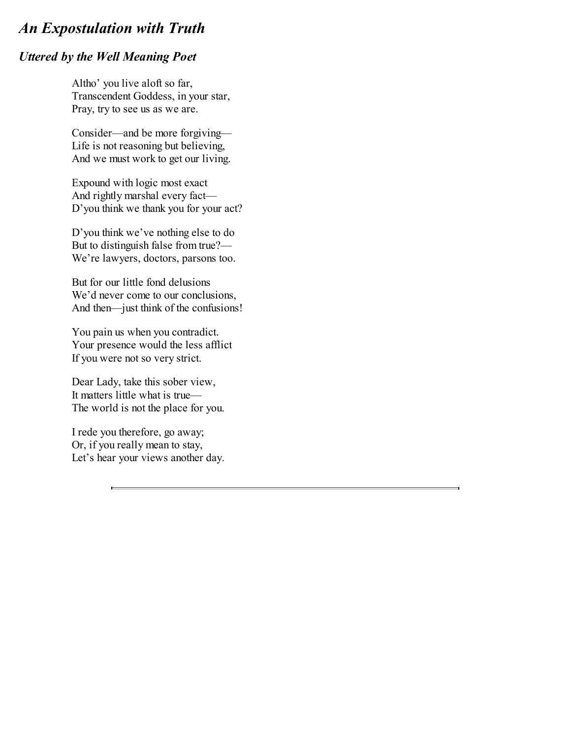## *An Expostulation with Truth*

### *Uttered by the Well Meaning Poet*

Altho' you live aloft so far,  
Transcendent Goddess, in your star,  
Pray, try to see us as we are.

Consider—and be more forgiving—  
Life is not reasoning but believing,  
And we must work to get our living.

Expound with logic most exact  
And rightly marshal every fact—  
D'you think we thank you for your act?

D'you think we've nothing else to do  
But to distinguish false from true?—  
We're lawyers, doctors, parsons too.

But for our little fond delusions  
We'd never come to our conclusions,  
And then—just think of the confusions!

You pain us when you contradict.  
Your presence would the less afflict  
If you were not so very strict.

Dear Lady, take this sober view,  
It matters little what is true—  
The world is not the place for you.

I rede you therefore, go away;  
Or, if you really mean to stay,  
Let's hear your views another day.

---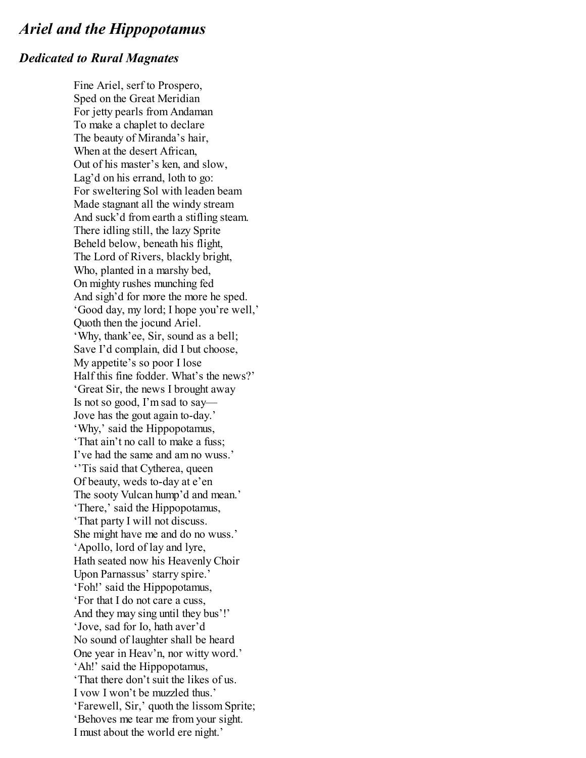## *Ariel and the Hippopotamus*

### *Dedicated to Rural Magnates*

Fine Ariel, serf to Prospero,  
Sped on the Great Meridian  
For jetty pearls from Andaman  
To make a chaplet to declare  
The beauty of Miranda's hair,  
When at the desert African,  
Out of his master's ken, and slow,  
Lag'd on his errand, loth to go:  
For sweltering Sol with leaden beam  
Made stagnant all the windy stream  
And suck'd from earth a stifling steam.  
There idling still, the lazy Sprite  
Beheld below, beneath his flight,  
The Lord of Rivers, blackly bright,  
Who, planted in a marshy bed,  
On mighty rushes munching fed  
And sigh'd for more the more he sped.  
'Good day, my lord; I hope you're well,'  
Quoth then the jocund Ariel.  
'Why, thank'ee, Sir, sound as a bell;  
Save I'd complain, did I but choose,  
My appetite's so poor I lose  
Half this fine fodder. What's the news?'  
'Great Sir, the news I brought away  
Is not so good, I'm sad to say—  
Jove has the gout again to-day.'  
'Why,' said the Hippopotamus,  
'That ain't no call to make a fuss;  
I've had the same and am no wuss.'  
''Tis said that Cytherea, queen  
Of beauty, weds to-day at e'en  
The sooty Vulcan hump'd and mean.'  
'There,' said the Hippopotamus,  
'That party I will not discuss.  
She might have me and do no wuss.'  
'Apollo, lord of lay and lyre,  
Hath seated now his Heavenly Choir  
Upon Parnassus' starry spire.'  
'Foh!' said the Hippopotamus,  
'For that I do not care a cuss,  
And they may sing until they bus'!'  
'Jove, sad for Io, hath aver'd  
No sound of laughter shall be heard  
One year in Heav'n, nor witty word.'  
'Ah!' said the Hippopotamus,  
'That there don't suit the likes of us.  
I vow I won't be muzzled thus.'  
'Farewell, Sir,' quoth the lissom Sprite;  
'Behoves me tear me from your sight.  
I must about the world ere night.'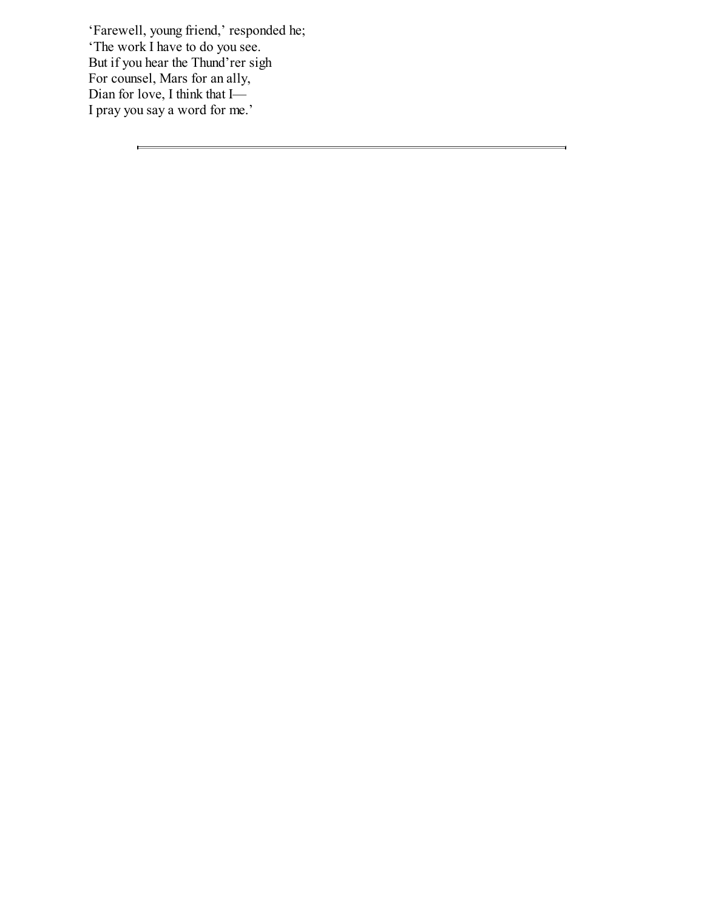‘Farewell, young friend,’ responded he;  
‘The work I have to do you see.  
But if you hear the Thund’rer sigh  
For counsel, Mars for an ally,  
Dian for love, I think that I—  
I pray you say a word for me.’

---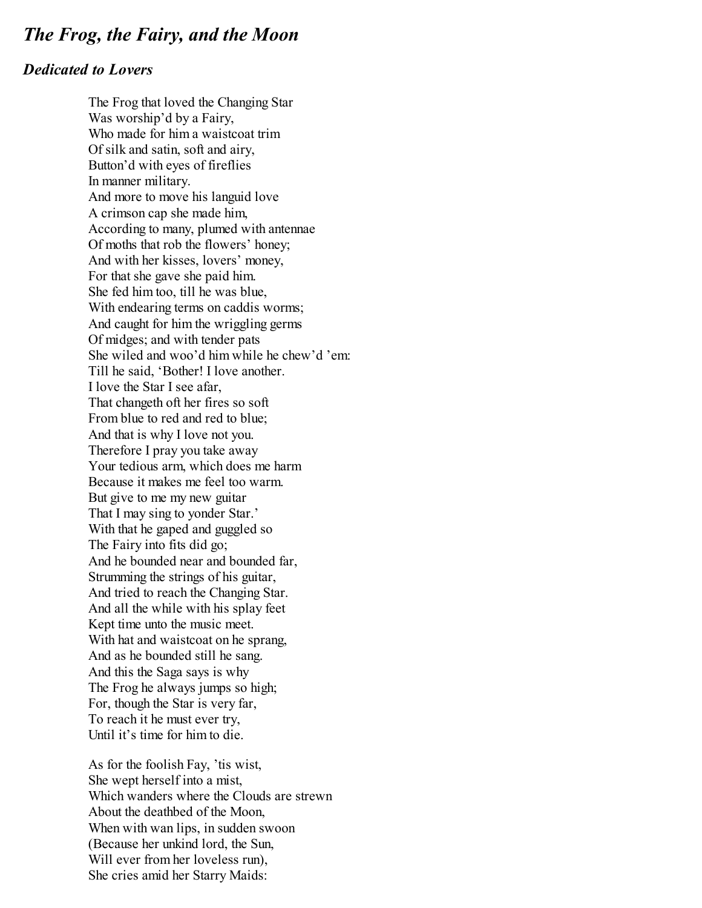## *The Frog, the Fairy, and the Moon*

### *Dedicated to Lovers*

The Frog that loved the Changing Star  
Was worship'd by a Fairy,  
Who made for him a waistcoat trim  
Of silk and satin, soft and airy,  
Button'd with eyes of fireflies  
In manner military.  
And more to move his languid love  
A crimson cap she made him,  
According to many, plumed with antennae  
Of moths that rob the flowers' honey;  
And with her kisses, lovers' money,  
For that she gave she paid him.  
She fed him too, till he was blue,  
With endearing terms on caddis worms;  
And caught for him the wriggling germs  
Of midges; and with tender pats  
She wiled and woo'd him while he chew'd 'em:  
Till he said, 'Bother! I love another.  
I love the Star I see afar,  
That changeth oft her fires so soft  
From blue to red and red to blue;  
And that is why I love not you.  
Therefore I pray you take away  
Your tedious arm, which does me harm  
Because it makes me feel too warm.  
But give to me my new guitar  
That I may sing to yonder Star.'  
With that he gaped and guggled so  
The Fairy into fits did go;  
And he bounded near and bounded far,  
Strumming the strings of his guitar,  
And tried to reach the Changing Star.  
And all the while with his splay feet  
Kept time unto the music meet.  
With hat and waistcoat on he sprang,  
And as he bounded still he sang.  
And this the Saga says is why  
The Frog he always jumps so high;  
For, though the Star is very far,  
To reach it he must ever try,  
Until it's time for him to die.

As for the foolish Fay, 'tis wist,  
She wept herself into a mist,  
Which wanders where the Clouds are strewn  
About the deathbed of the Moon,  
When with wan lips, in sudden swoon  
(Because her unkind lord, the Sun,  
Will ever from her loveless run),  
She cries amid her Starry Maids: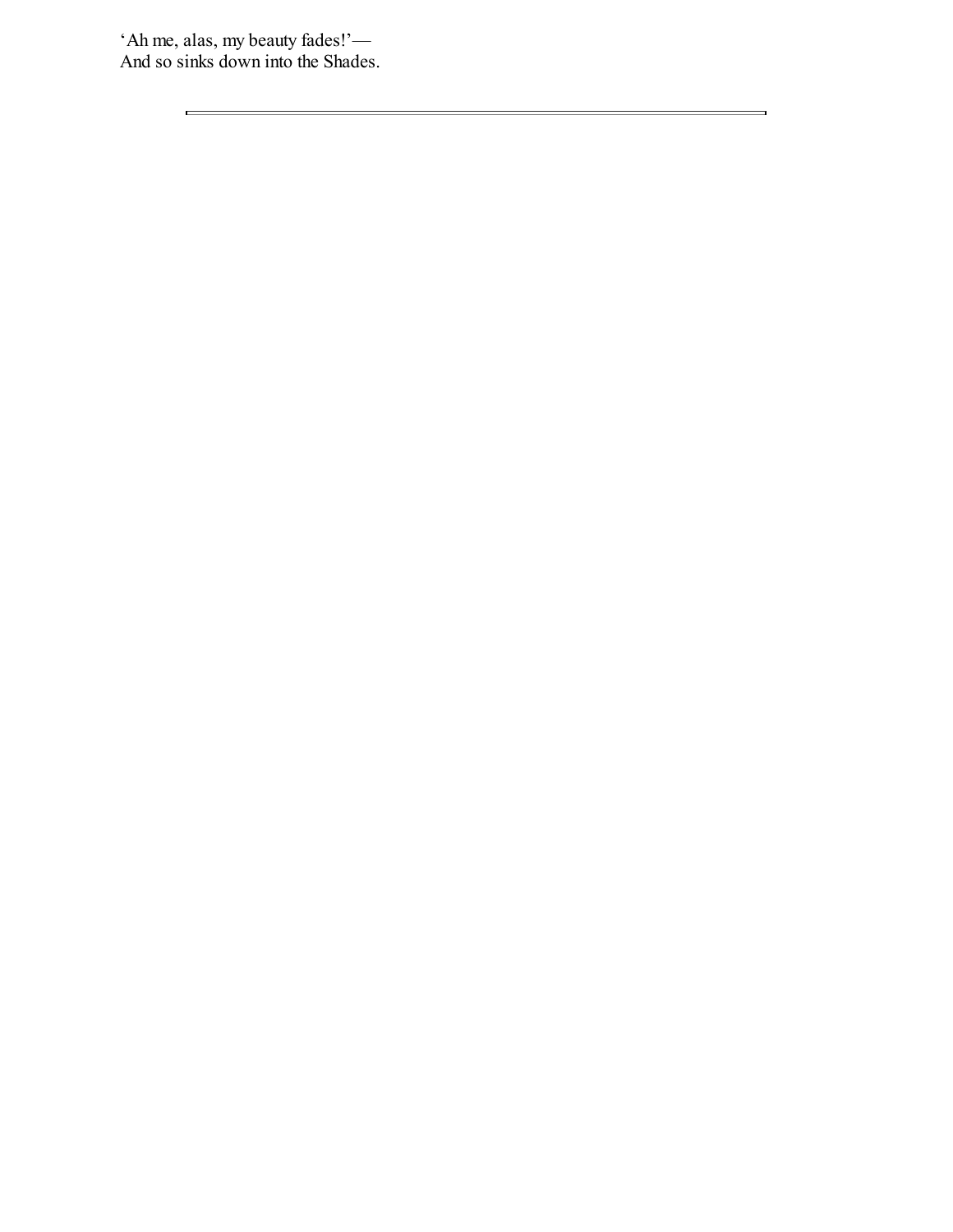‘Ah me, alas, my beauty fades!’—  
And so sinks down into the Shades.

---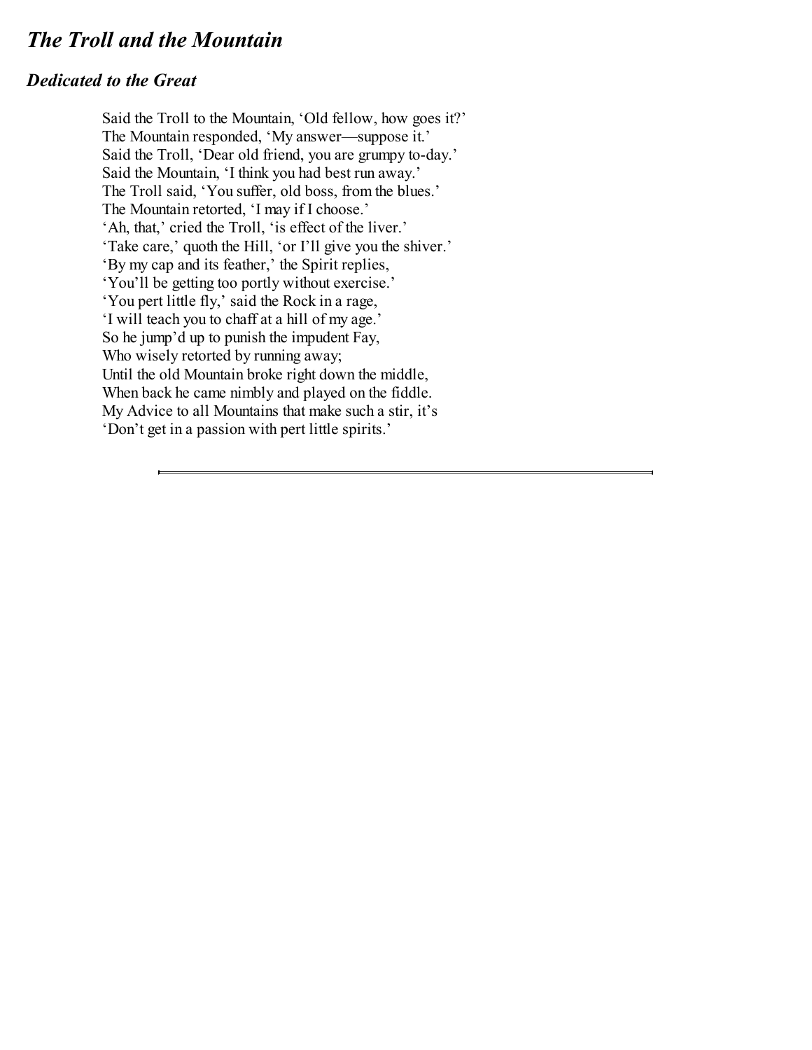## *The Troll and the Mountain*

### *Dedicated to the Great*

Said the Troll to the Mountain, 'Old fellow, how goes it?'  
The Mountain responded, 'My answer—suppose it.'  
Said the Troll, 'Dear old friend, you are grumpy to-day.'  
Said the Mountain, 'I think you had best run away.'  
The Troll said, 'You suffer, old boss, from the blues.'  
The Mountain retorted, 'I may if I choose.'  
'Ah, that,' cried the Troll, 'is effect of the liver.'  
'Take care,' quoth the Hill, 'or I'll give you the shiver.'  
'By my cap and its feather,' the Spirit replies,  
'You'll be getting too portly without exercise.'  
'You pert little fly,' said the Rock in a rage,  
'I will teach you to chaff at a hill of my age.'  
So he jump'd up to punish the impudent Fay,  
Who wisely retorted by running away;  
Until the old Mountain broke right down the middle,  
When back he came nimbly and played on the fiddle.  
My Advice to all Mountains that make such a stir, it's  
'Don't get in a passion with pert little spirits.'

---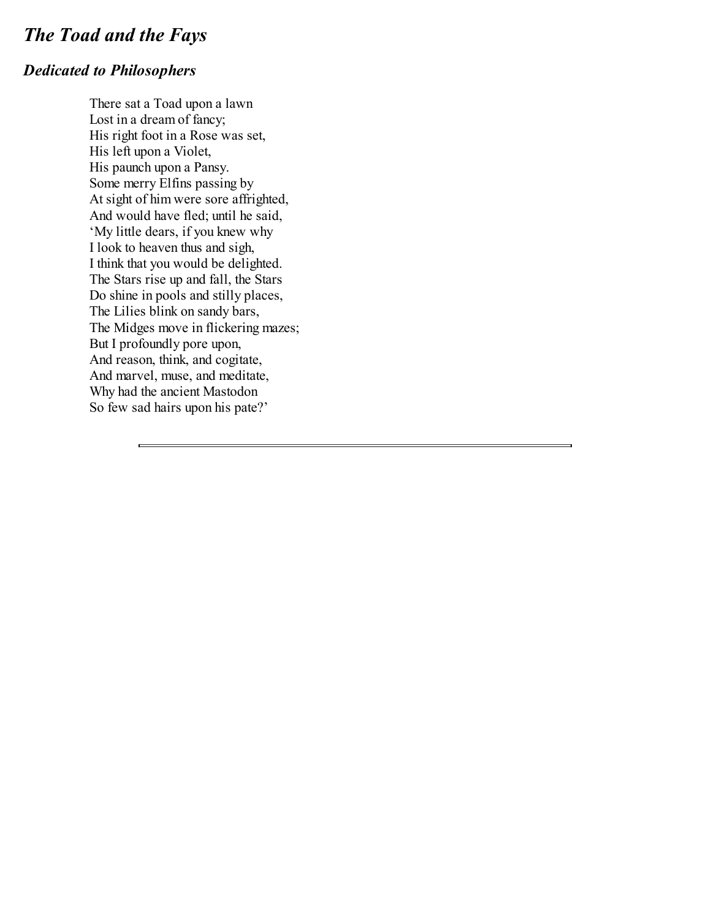## *The Toad and the Fays*

### *Dedicated to Philosophers*

There sat a Toad upon a lawn  
Lost in a dream of fancy;  
His right foot in a Rose was set,  
His left upon a Violet,  
His paunch upon a Pansy.  
Some merry Elfins passing by  
At sight of him were sore affrighted,  
And would have fled; until he said,  
'My little dears, if you knew why  
I look to heaven thus and sigh,  
I think that you would be delighted.  
The Stars rise up and fall, the Stars  
Do shine in pools and stilly places,  
The Lilies blink on sandy bars,  
The Midges move in flickering mazes;  
But I profoundly pore upon,  
And reason, think, and cogitate,  
And marvel, muse, and meditate,  
Why had the ancient Mastodon  
So few sad hairs upon his pate?'

---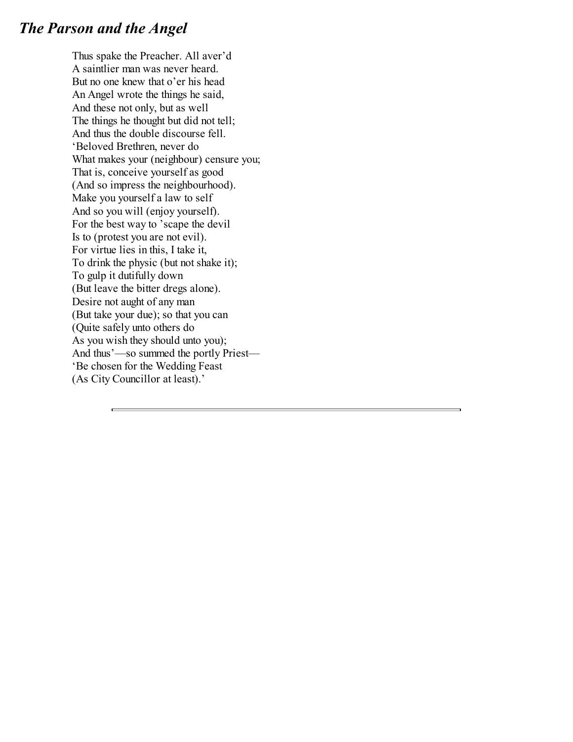## *The Parson and the Angel*

Thus spake the Preacher. All aver'd  
A saintlier man was never heard.  
But no one knew that o'er his head  
An Angel wrote the things he said,  
And these not only, but as well  
The things he thought but did not tell;  
And thus the double discourse fell.  
'Beloved Brethren, never do  
What makes your (neighbour) censure you;  
That is, conceive yourself as good  
(And so impress the neighbourhood).  
Make you yourself a law to self  
And so you will (enjoy yourself).  
For the best way to 'scape the devil  
Is to (protest you are not evil).  
For virtue lies in this, I take it,  
To drink the physic (but not shake it);  
To gulp it dutifully down  
(But leave the bitter dregs alone).  
Desire not aught of any man  
(But take your due); so that you can  
(Quite safely unto others do  
As you wish they should unto you);  
And thus'—so summed the portly Priest—  
'Be chosen for the Wedding Feast  
(As City Councillor at least).'

---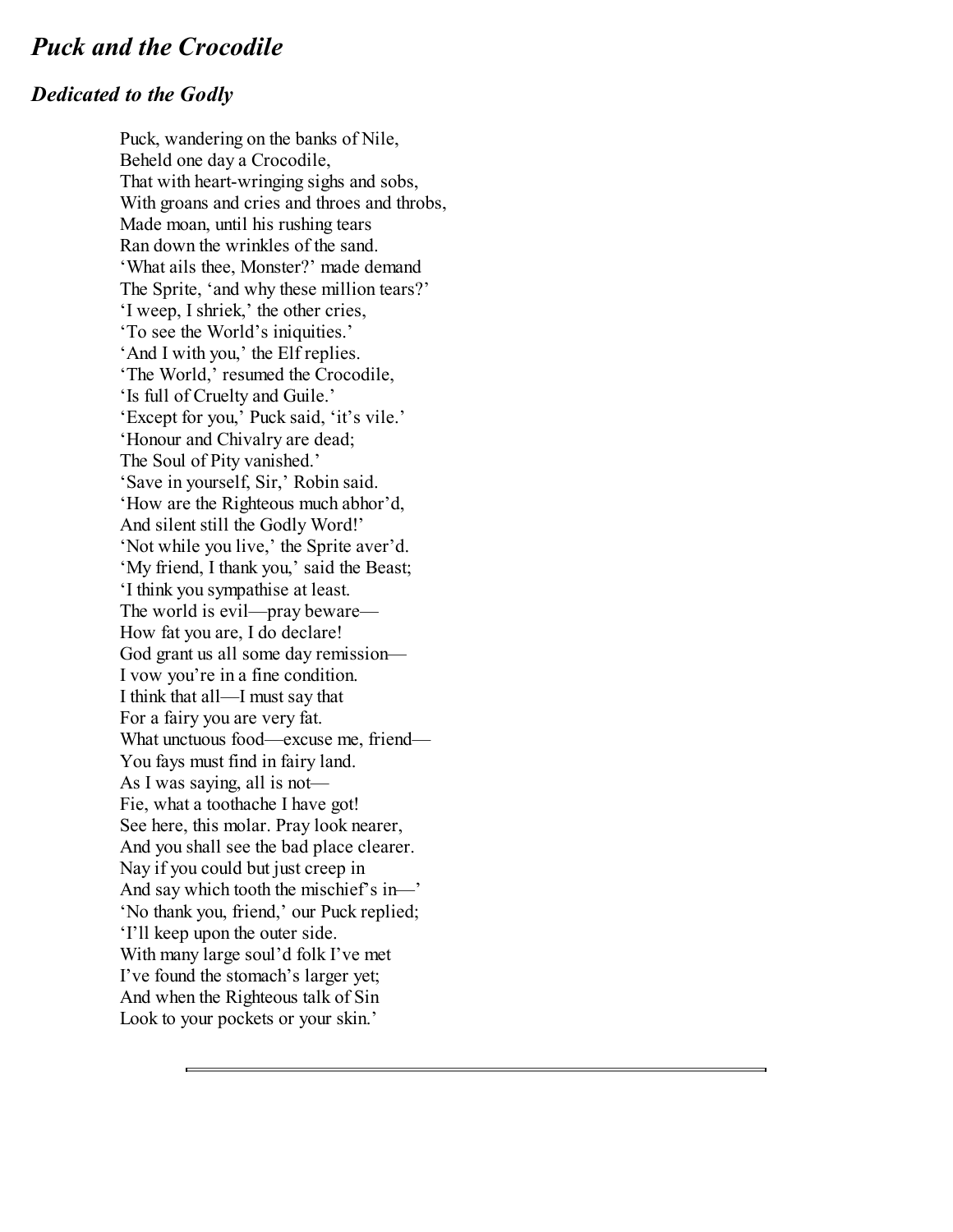## *Puck and the Crocodile*

### *Dedicated to the Godly*

Puck, wandering on the banks of Nile,  
Beheld one day a Crocodile,  
That with heart-wringing sighs and sobs,  
With groans and cries and throes and throbs,  
Made moan, until his rushing tears  
Ran down the wrinkles of the sand.  
'What ails thee, Monster?' made demand  
The Sprite, 'and why these million tears?'  
'I weep, I shriek,' the other cries,  
'To see the World's iniquities.'  
'And I with you,' the Elf replies.  
'The World,' resumed the Crocodile,  
'Is full of Cruelty and Guile.'  
'Except for you,' Puck said, 'it's vile.'  
'Honour and Chivalry are dead;  
The Soul of Pity vanished.'  
'Save in yourself, Sir,' Robin said.  
'How are the Righteous much abhor'd,  
And silent still the Godly Word!'  
'Not while you live,' the Sprite aver'd.  
'My friend, I thank you,' said the Beast;  
'I think you sympathise at least.  
The world is evil—pray beware—  
How fat you are, I do declare!  
God grant us all some day remission—  
I vow you're in a fine condition.  
I think that all—I must say that  
For a fairy you are very fat.  
What unctuous food—excuse me, friend—  
You fays must find in fairy land.  
As I was saying, all is not—  
Fie, what a toothache I have got!  
See here, this molar. Pray look nearer,  
And you shall see the bad place clearer.  
Nay if you could but just creep in  
And say which tooth the mischief's in—'  
'No thank you, friend,' our Puck replied;  
'I'll keep upon the outer side.  
With many large soul'd folk I've met  
I've found the stomach's larger yet;  
And when the Righteous talk of Sin  
Look to your pockets or your skin.'

---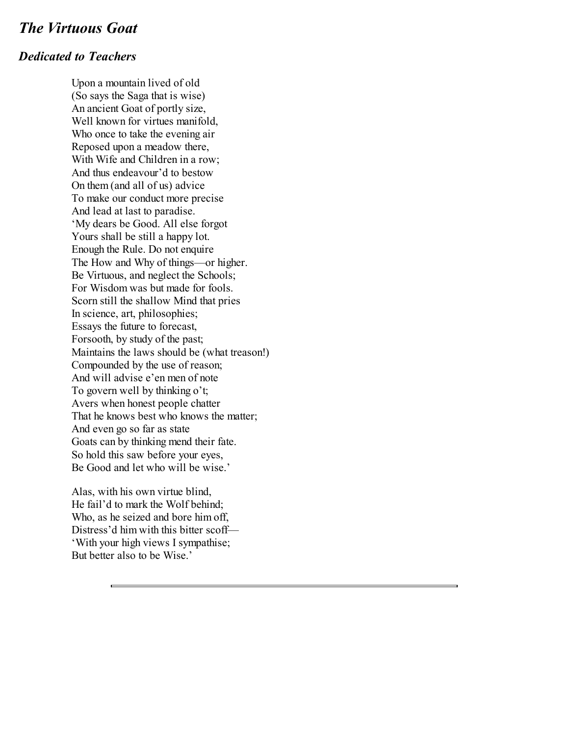## *The Virtuous Goat*

### *Dedicated to Teachers*

Upon a mountain lived of old  
(So says the Saga that is wise)  
An ancient Goat of portly size,  
Well known for virtues manifold,  
Who once to take the evening air  
Reposed upon a meadow there,  
With Wife and Children in a row;  
And thus endeavour'd to bestow  
On them (and all of us) advice  
To make our conduct more precise  
And lead at last to paradise.  
'My dears be Good. All else forgot  
Yours shall be still a happy lot.  
Enough the Rule. Do not enquire  
The How and Why of things—or higher.  
Be Virtuous, and neglect the Schools;  
For Wisdom was but made for fools.  
Scorn still the shallow Mind that pries  
In science, art, philosophies;  
Essays the future to forecast,  
Forsooth, by study of the past;  
Maintains the laws should be (what treason!)  
Compounded by the use of reason;  
And will advise e'en men of note  
To govern well by thinking o't;  
Avers when honest people chatter  
That he knows best who knows the matter;  
And even go so far as state  
Goats can by thinking mend their fate.  
So hold this saw before your eyes,  
Be Good and let who will be wise.'

Alas, with his own virtue blind,  
He fail'd to mark the Wolf behind;  
Who, as he seized and bore him off,  
Distress'd him with this bitter scoff—  
'With your high views I sympathise;  
But better also to be Wise.'

---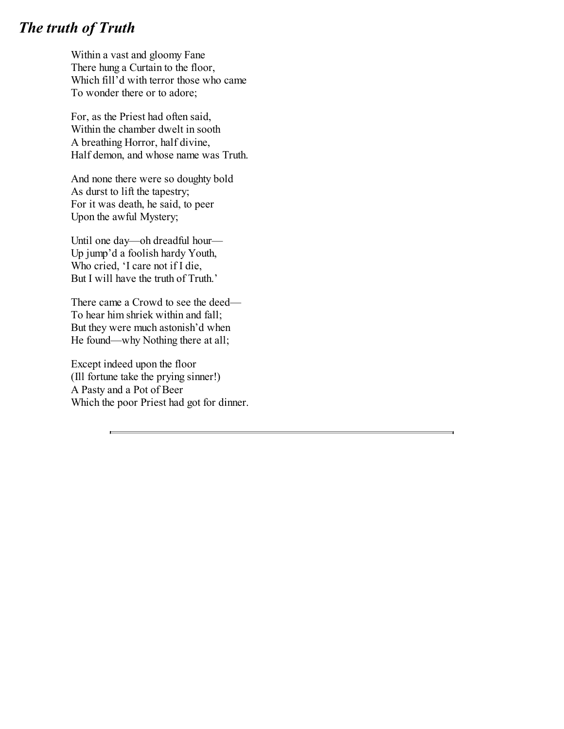## *The truth of Truth*

Within a vast and gloomy Fane  
There hung a Curtain to the floor,  
Which fill'd with terror those who came  
To wonder there or to adore;

For, as the Priest had often said,  
Within the chamber dwelt in sooth  
A breathing Horror, half divine,  
Half demon, and whose name was Truth.

And none there were so doughty bold  
As durst to lift the tapestry;  
For it was death, he said, to peer  
Upon the awful Mystery;

Until one day—oh dreadful hour—  
Up jump'd a foolish hardy Youth,  
Who cried, 'I care not if I die,  
But I will have the truth of Truth.'

There came a Crowd to see the deed—  
To hear him shriek within and fall;  
But they were much astonish'd when  
He found—why Nothing there at all;

Except indeed upon the floor  
(Ill fortune take the prying sinner!)  
A Pasty and a Pot of Beer  
Which the poor Priest had got for dinner.

---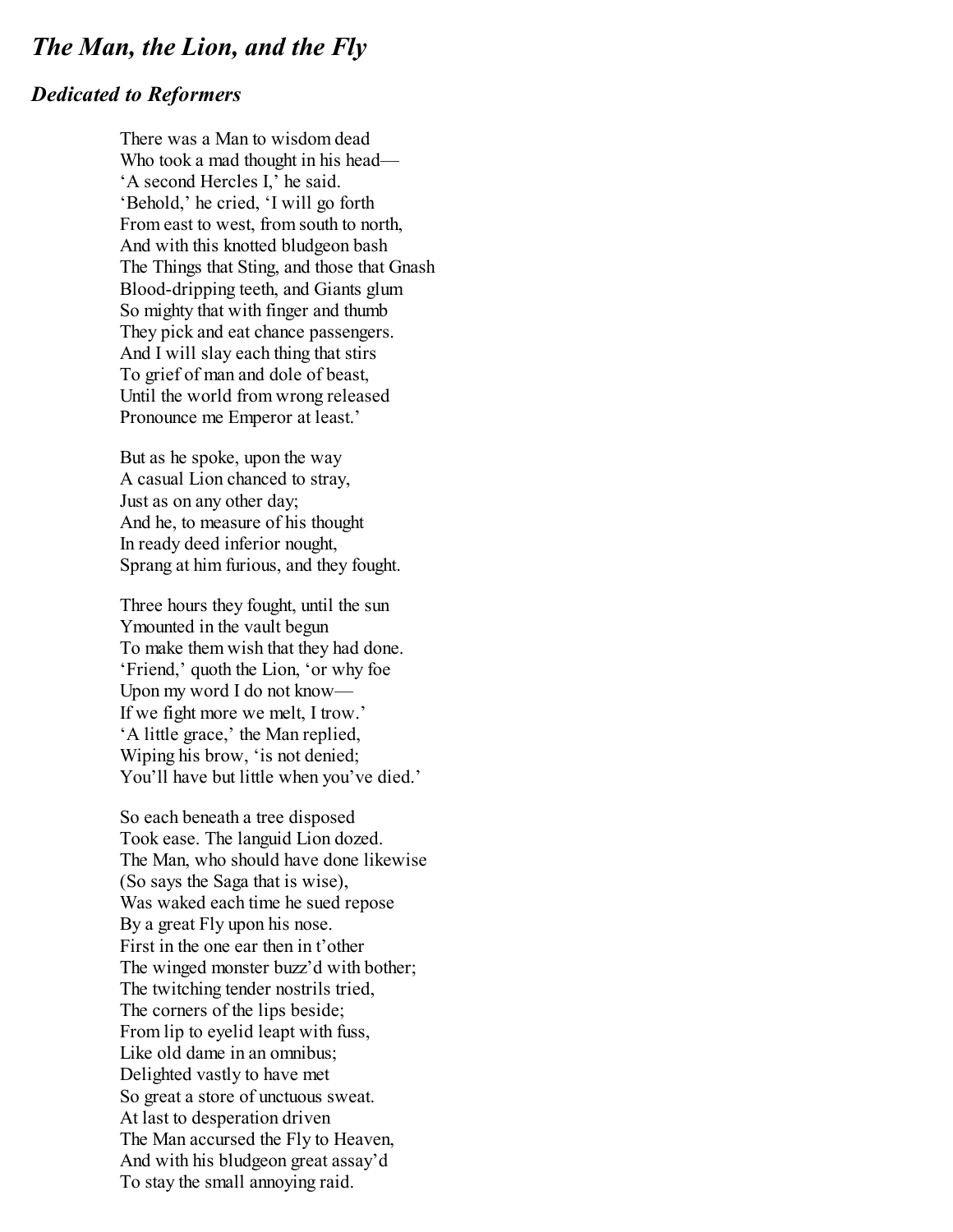## *The Man, the Lion, and the Fly*

### *Dedicated to Reformers*

There was a Man to wisdom dead  
Who took a mad thought in his head—  
'A second Hercles I,' he said.  
'Behold,' he cried, 'I will go forth  
From east to west, from south to north,  
And with this knotted bludgeon bash  
The Things that Sting, and those that Gnash  
Blood-dripping teeth, and Giants glum  
So mighty that with finger and thumb  
They pick and eat chance passengers.  
And I will slay each thing that stirs  
To grief of man and dole of beast,  
Until the world from wrong released  
Pronounce me Emperor at least.'

But as he spoke, upon the way  
A casual Lion chanced to stray,  
Just as on any other day;  
And he, to measure of his thought  
In ready deed inferior nought,  
Sprang at him furious, and they fought.

Three hours they fought, until the sun  
Ymounted in the vault begun  
To make them wish that they had done.  
'Friend,' quoth the Lion, 'or why foe  
Upon my word I do not know—  
If we fight more we melt, I trow.'  
'A little grace,' the Man replied,  
Wiping his brow, 'is not denied;  
You'll have but little when you've died.'

So each beneath a tree disposed  
Took ease. The languid Lion dozed.  
The Man, who should have done likewise  
(So says the Saga that is wise),  
Was waked each time he sued repose  
By a great Fly upon his nose.  
First in the one ear then in t'other  
The winged monster buzz'd with bother;  
The twitching tender nostrils tried,  
The corners of the lips beside;  
From lip to eyelid leapt with fuss,  
Like old dame in an omnibus;  
Delighted vastly to have met  
So great a store of unctuous sweat.  
At last to desperation driven  
The Man accursed the Fly to Heaven,  
And with his bludgeon great assay'd  
To stay the small annoying raid.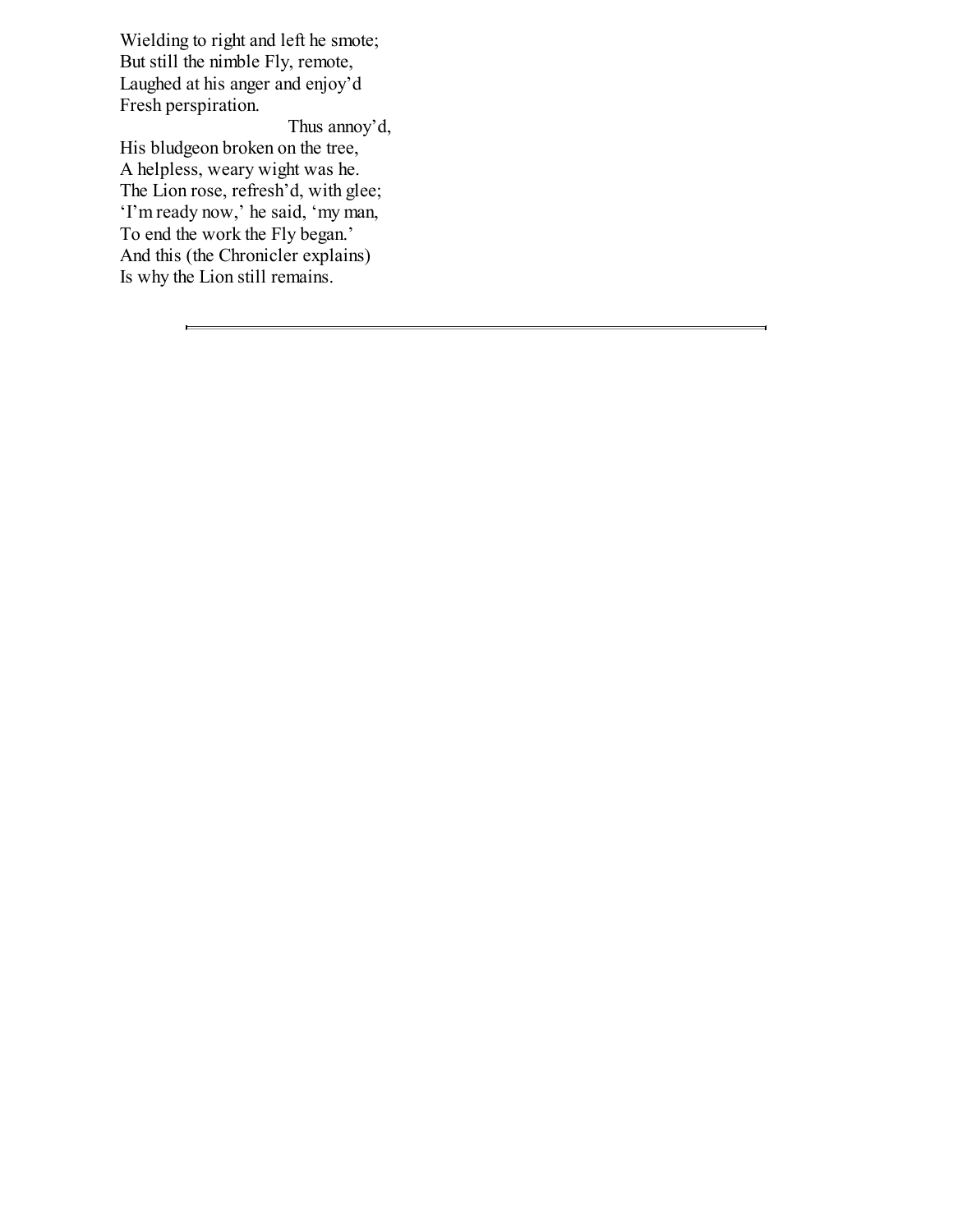Wielding to right and left he smote;
But still the nimble Fly, remote,
Laughed at his anger and enjoy'd
Fresh perspiration.
                                        Thus annoy'd,
His bludgeon broken on the tree,
A helpless, weary wight was he.
The Lion rose, refresh'd, with glee;
'I'm ready now,' he said, 'my man,
To end the work the Fly began.'
And this (the Chronicler explains)
Is why the Lion still remains.

---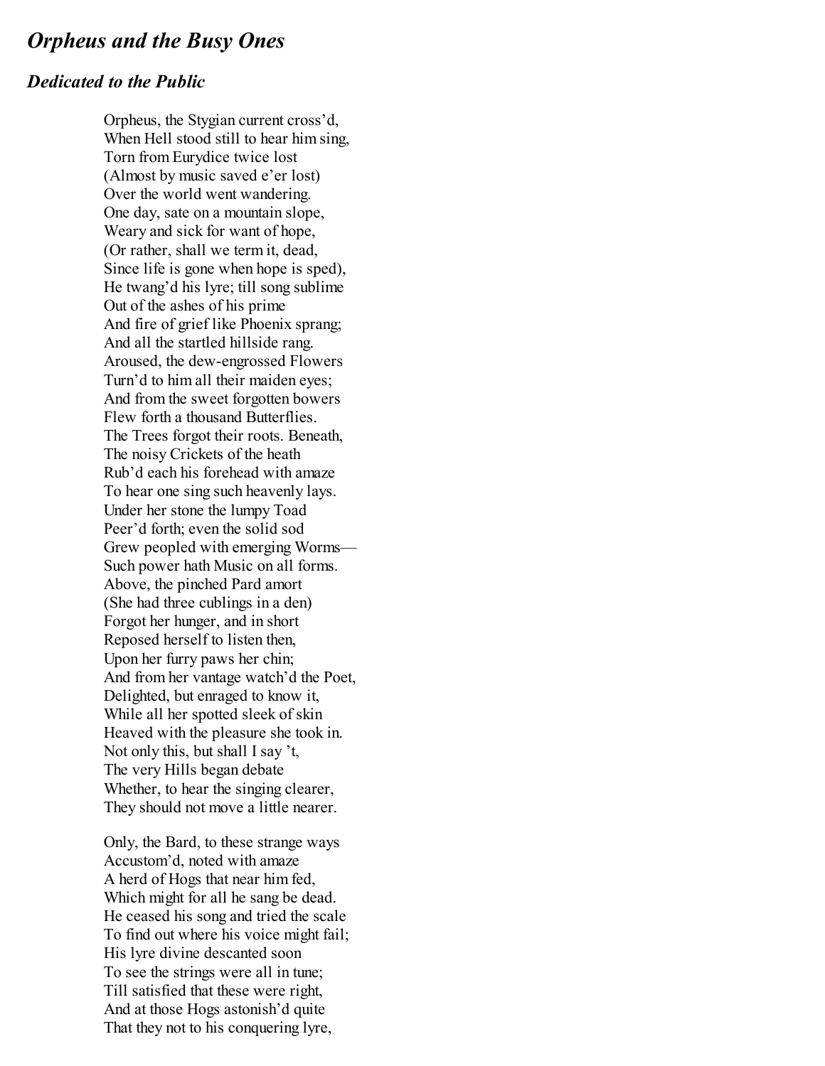## *Orpheus and the Busy Ones*

### *Dedicated to the Public*

Orpheus, the Stygian current cross'd,
When Hell stood still to hear him sing,
Torn from Eurydice twice lost
(Almost by music saved e'er lost)
Over the world went wandering.
One day, sate on a mountain slope,
Weary and sick for want of hope,
(Or rather, shall we term it, dead,
Since life is gone when hope is sped),
He twang'd his lyre; till song sublime
Out of the ashes of his prime
And fire of grief like Phoenix sprang;
And all the startled hillside rang.
Aroused, the dew-engrossed Flowers
Turn'd to him all their maiden eyes;
And from the sweet forgotten bowers
Flew forth a thousand Butterflies.
The Trees forgot their roots. Beneath,
The noisy Crickets of the heath
Rub'd each his forehead with amaze
To hear one sing such heavenly lays.
Under her stone the lumpy Toad
Peer'd forth; even the solid sod
Grew peopled with emerging Worms—
Such power hath Music on all forms.
Above, the pinched Pard amort
(She had three cublings in a den)
Forgot her hunger, and in short
Reposed herself to listen then,
Upon her furry paws her chin;
And from her vantage watch'd the Poet,
Delighted, but enraged to know it,
While all her spotted sleek of skin
Heaved with the pleasure she took in.
Not only this, but shall I say 't,
The very Hills began debate
Whether, to hear the singing clearer,
They should not move a little nearer.

Only, the Bard, to these strange ways
Accustom'd, noted with amaze
A herd of Hogs that near him fed,
Which might for all he sang be dead.
He ceased his song and tried the scale
To find out where his voice might fail;
His lyre divine descanted soon
To see the strings were all in tune;
Till satisfied that these were right,
And at those Hogs astonish'd quite
That they not to his conquering lyre,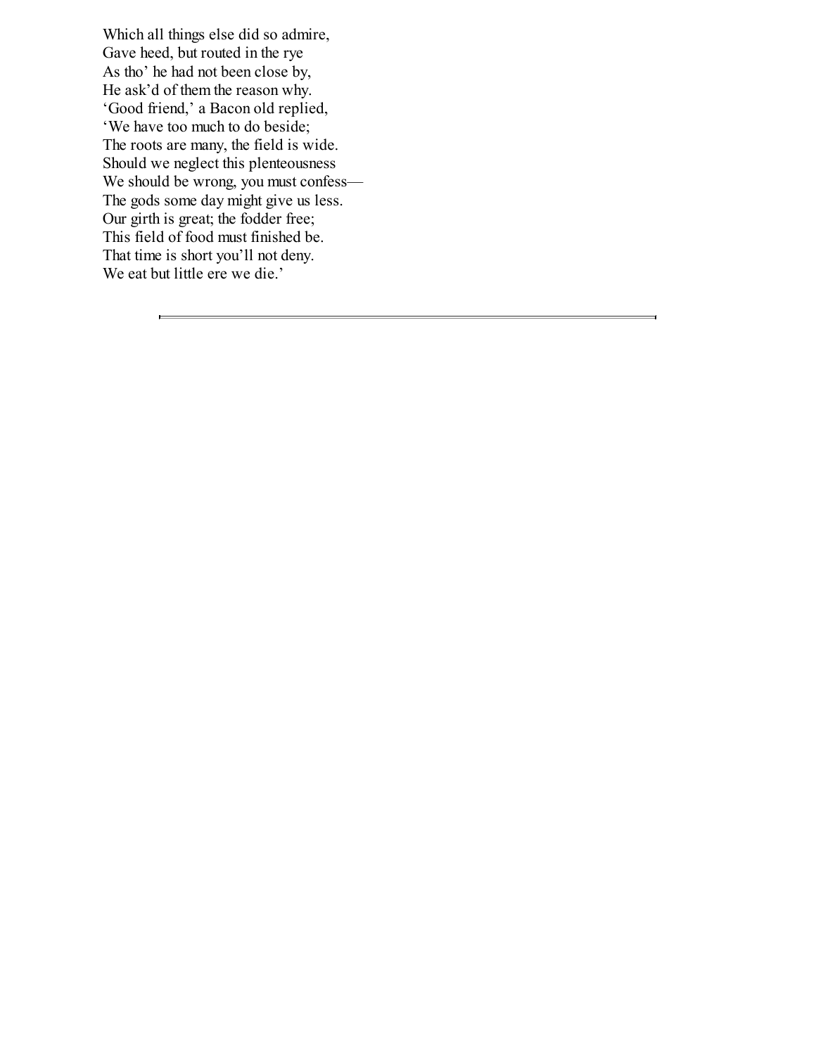Which all things else did so admire,  
Gave heed, but routed in the rye  
As tho' he had not been close by,  
He ask'd of them the reason why.  
'Good friend,' a Bacon old replied,  
'We have too much to do beside;  
The roots are many, the field is wide.  
Should we neglect this plenteousness  
We should be wrong, you must confess—  
The gods some day might give us less.  
Our girth is great; the fodder free;  
This field of food must finished be.  
That time is short you'll not deny.  
We eat but little ere we die.'

---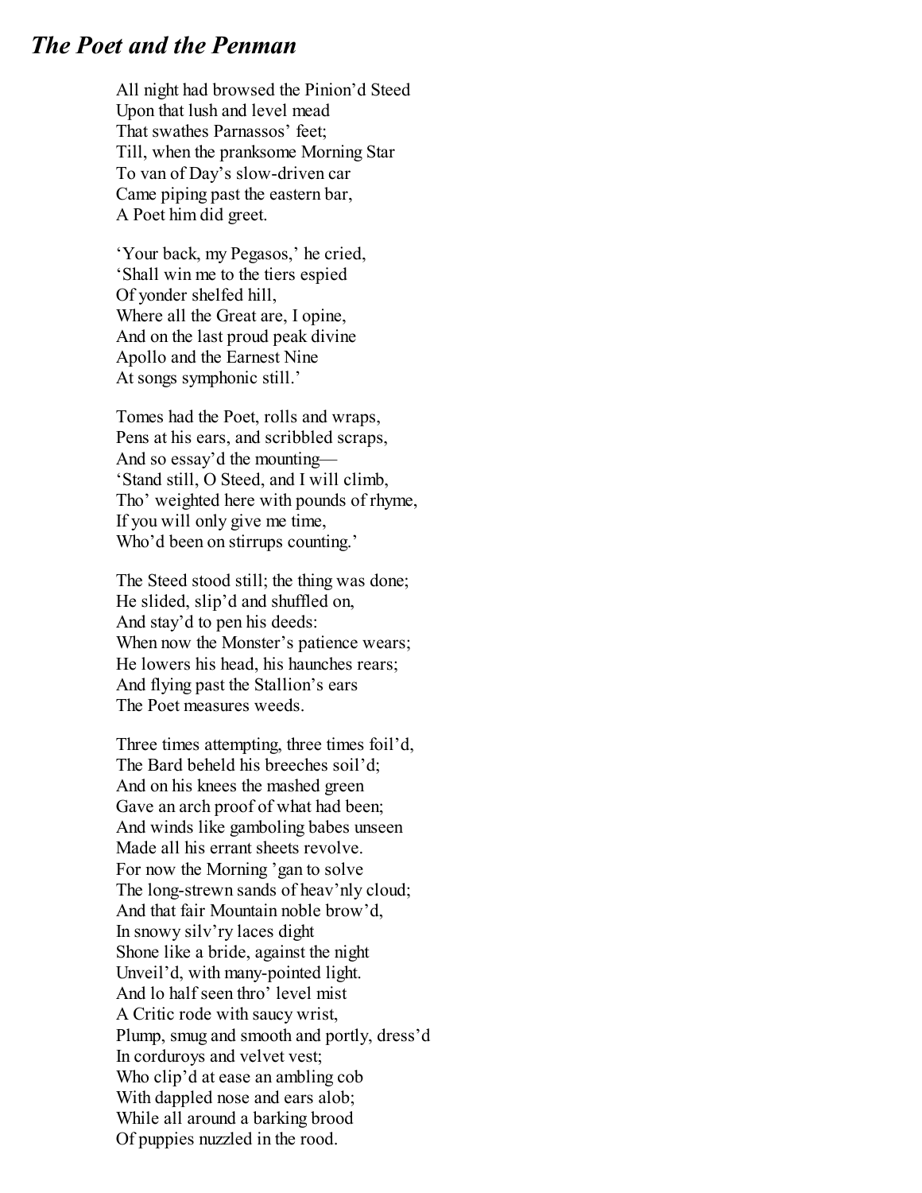## *The Poet and the Penman*

All night had browsed the Pinion'd Steed
Upon that lush and level mead
That swathes Parnassos' feet;
Till, when the pranksome Morning Star
To van of Day's slow-driven car
Came piping past the eastern bar,
A Poet him did greet.

'Your back, my Pegasos,' he cried,
'Shall win me to the tiers espied
Of yonder shelfed hill,
Where all the Great are, I opine,
And on the last proud peak divine
Apollo and the Earnest Nine
At songs symphonic still.'

Tomes had the Poet, rolls and wraps,
Pens at his ears, and scribbled scraps,
And so essay'd the mounting—
'Stand still, O Steed, and I will climb,
Tho' weighted here with pounds of rhyme,
If you will only give me time,
Who'd been on stirrups counting.'

The Steed stood still; the thing was done;
He slided, slip'd and shuffled on,
And stay'd to pen his deeds:
When now the Monster's patience wears;
He lowers his head, his haunches rears;
And flying past the Stallion's ears
The Poet measures weeds.

Three times attempting, three times foil'd,
The Bard beheld his breeches soil'd;
And on his knees the mashed green
Gave an arch proof of what had been;
And winds like gamboling babes unseen
Made all his errant sheets revolve.
For now the Morning 'gan to solve
The long-strewn sands of heav'nly cloud;
And that fair Mountain noble brow'd,
In snowy silv'ry laces dight
Shone like a bride, against the night
Unveil'd, with many-pointed light.
And lo half seen thro' level mist
A Critic rode with saucy wrist,
Plump, smug and smooth and portly, dress'd
In corduroys and velvet vest;
Who clip'd at ease an ambling cob
With dappled nose and ears alob;
While all around a barking brood
Of puppies nuzzled in the rood.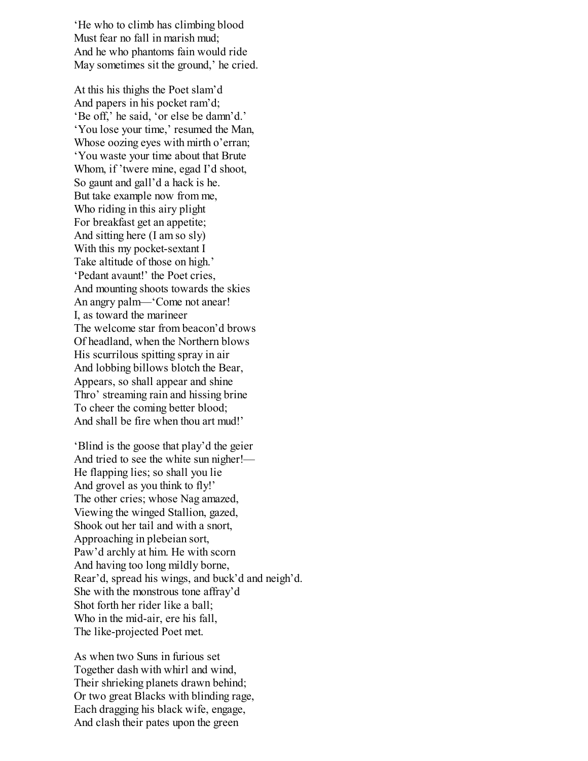'He who to climb has climbing blood
Must fear no fall in marish mud;
And he who phantoms fain would ride
May sometimes sit the ground,' he cried.

At this his thighs the Poet slam'd
And papers in his pocket ram'd;
'Be off,' he said, 'or else be damn'd.'
'You lose your time,' resumed the Man,
Whose oozing eyes with mirth o'erran;
'You waste your time about that Brute
Whom, if 'twere mine, egad I'd shoot,
So gaunt and gall'd a hack is he.
But take example now from me,
Who riding in this airy plight
For breakfast get an appetite;
And sitting here (I am so sly)
With this my pocket-sextant I
Take altitude of those on high.'
'Pedant avaunt!' the Poet cries,
And mounting shoots towards the skies
An angry palm—'Come not anear!
I, as toward the marineer
The welcome star from beacon'd brows
Of headland, when the Northern blows
His scurrilous spitting spray in air
And lobbing billows blotch the Bear,
Appears, so shall appear and shine
Thro' streaming rain and hissing brine
To cheer the coming better blood;
And shall be fire when thou art mud!'

'Blind is the goose that play'd the geier
And tried to see the white sun nigher!—
He flapping lies; so shall you lie
And grovel as you think to fly!'
The other cries; whose Nag amazed,
Viewing the winged Stallion, gazed,
Shook out her tail and with a snort,
Approaching in plebeian sort,
Paw'd archly at him. He with scorn
And having too long mildly borne,
Rear'd, spread his wings, and buck'd and neigh'd.
She with the monstrous tone affray'd
Shot forth her rider like a ball;
Who in the mid-air, ere his fall,
The like-projected Poet met.

As when two Suns in furious set
Together dash with whirl and wind,
Their shrieking planets drawn behind;
Or two great Blacks with blinding rage,
Each dragging his black wife, engage,
And clash their pates upon the green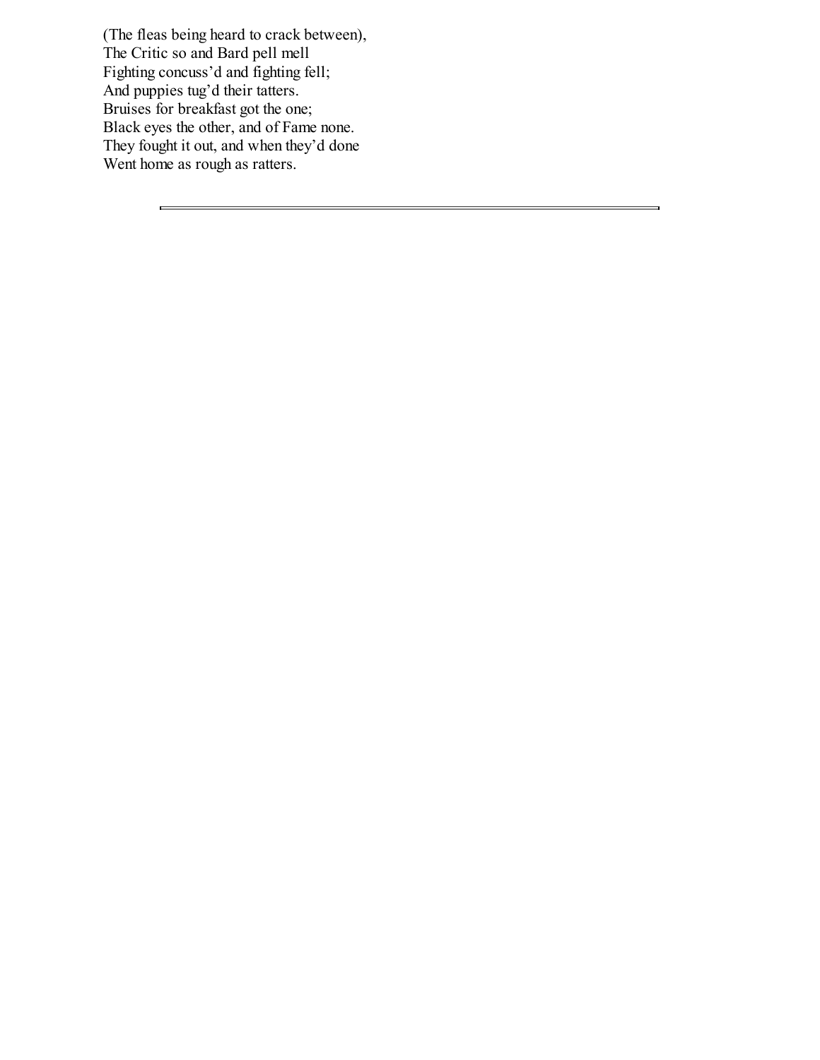(The fleas being heard to crack between),
The Critic so and Bard pell mell
Fighting concuss'd and fighting fell;
And puppies tug'd their tatters.
Bruises for breakfast got the one;
Black eyes the other, and of Fame none.
They fought it out, and when they'd done
Went home as rough as ratters.

---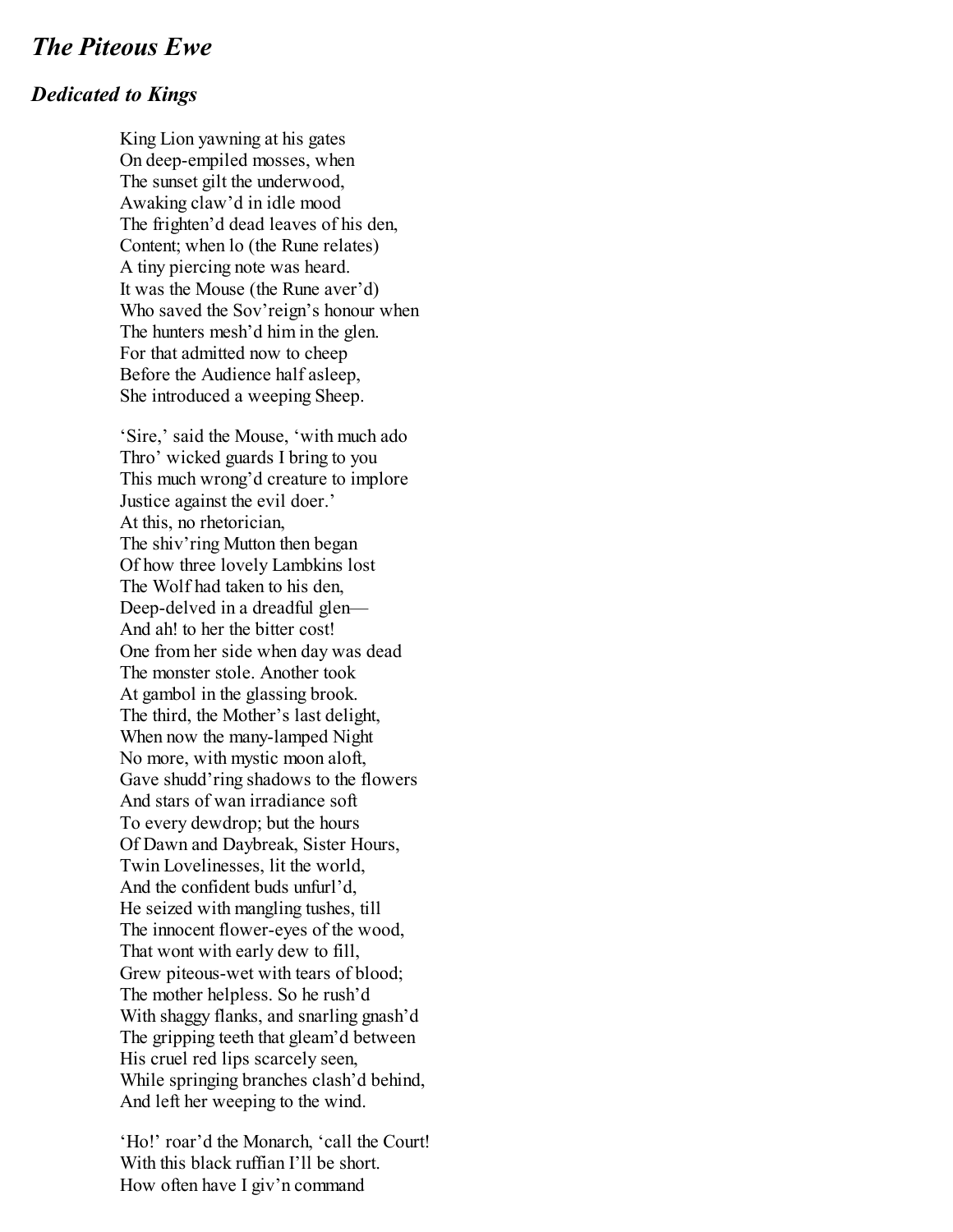## *The Piteous Ewe*

### *Dedicated to Kings*

King Lion yawning at his gates  
On deep-empiled mosses, when  
The sunset gilt the underwood,  
Awaking claw'd in idle mood  
The frighten'd dead leaves of his den,  
Content; when lo (the Rune relates)  
A tiny piercing note was heard.  
It was the Mouse (the Rune aver'd)  
Who saved the Sov'reign's honour when  
The hunters mesh'd him in the glen.  
For that admitted now to cheep  
Before the Audience half asleep,  
She introduced a weeping Sheep.

'Sire,' said the Mouse, 'with much ado  
Thro' wicked guards I bring to you  
This much wrong'd creature to implore  
Justice against the evil doer.'  
At this, no rhetorician,  
The shiv'ring Mutton then began  
Of how three lovely Lambkins lost  
The Wolf had taken to his den,  
Deep-delved in a dreadful glen—  
And ah! to her the bitter cost!  
One from her side when day was dead  
The monster stole. Another took  
At gambol in the glassing brook.  
The third, the Mother's last delight,  
When now the many-lamped Night  
No more, with mystic moon aloft,  
Gave shudd'ring shadows to the flowers  
And stars of wan irradiance soft  
To every dewdrop; but the hours  
Of Dawn and Daybreak, Sister Hours,  
Twin Lovelinesses, lit the world,  
And the confident buds unfurl'd,  
He seized with mangling tushes, till  
The innocent flower-eyes of the wood,  
That wont with early dew to fill,  
Grew piteous-wet with tears of blood;  
The mother helpless. So he rush'd  
With shaggy flanks, and snarling gnash'd  
The gripping teeth that gleam'd between  
His cruel red lips scarcely seen,  
While springing branches clash'd behind,  
And left her weeping to the wind.

'Ho!' roar'd the Monarch, 'call the Court!  
With this black ruffian I'll be short.  
How often have I giv'n command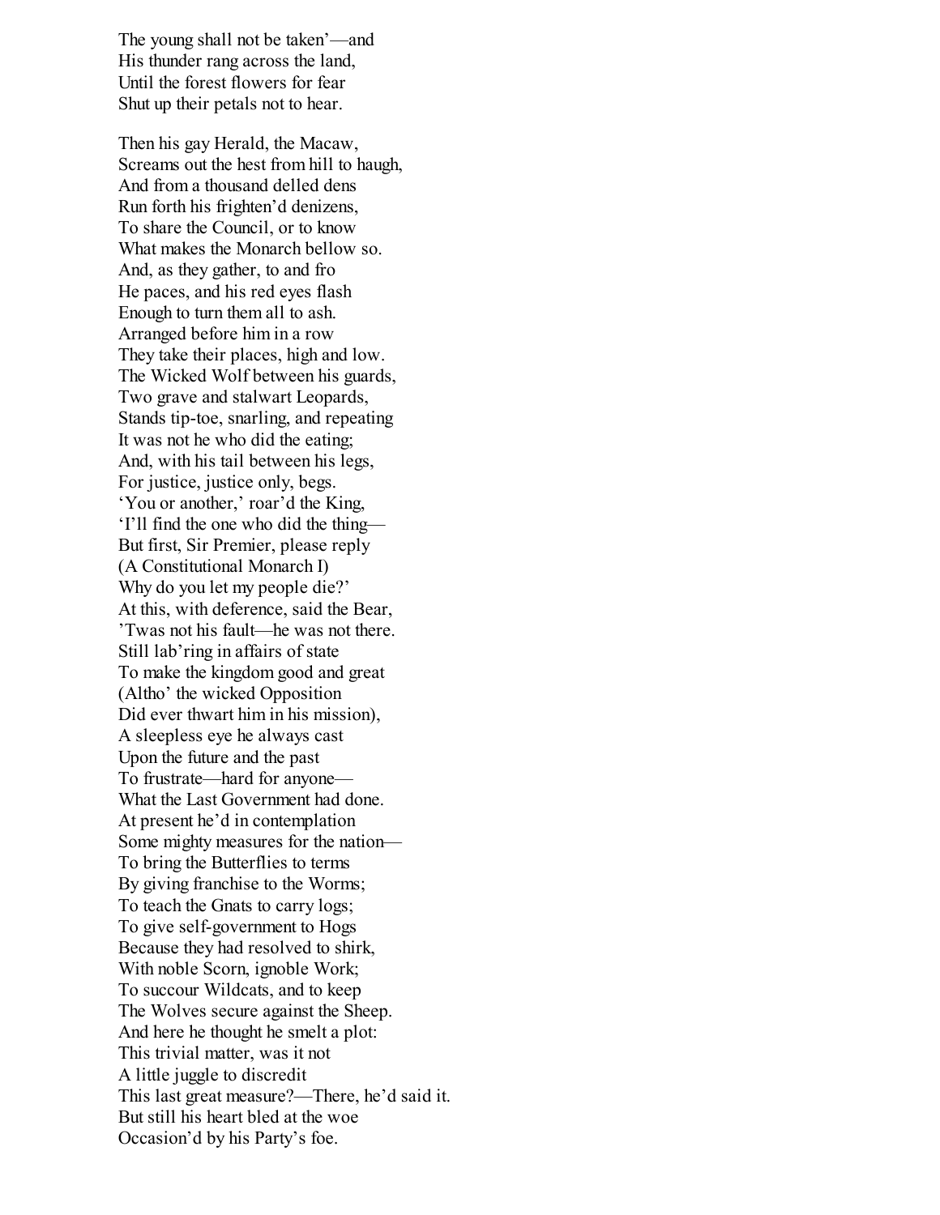The young shall not be taken'—and
His thunder rang across the land,
Until the forest flowers for fear
Shut up their petals not to hear.

Then his gay Herald, the Macaw,
Screams out the hest from hill to haugh,
And from a thousand delled dens
Run forth his frighten'd denizens,
To share the Council, or to know
What makes the Monarch bellow so.
And, as they gather, to and fro
He paces, and his red eyes flash
Enough to turn them all to ash.
Arranged before him in a row
They take their places, high and low.
The Wicked Wolf between his guards,
Two grave and stalwart Leopards,
Stands tip-toe, snarling, and repeating
It was not he who did the eating;
And, with his tail between his legs,
For justice, justice only, begs.
'You or another,' roar'd the King,
'I'll find the one who did the thing—
But first, Sir Premier, please reply
(A Constitutional Monarch I)
Why do you let my people die?'
At this, with deference, said the Bear,
'Twas not his fault—he was not there.
Still lab'ring in affairs of state
To make the kingdom good and great
(Altho' the wicked Opposition
Did ever thwart him in his mission),
A sleepless eye he always cast
Upon the future and the past
To frustrate—hard for anyone—
What the Last Government had done.
At present he'd in contemplation
Some mighty measures for the nation—
To bring the Butterflies to terms
By giving franchise to the Worms;
To teach the Gnats to carry logs;
To give self-government to Hogs
Because they had resolved to shirk,
With noble Scorn, ignoble Work;
To succour Wildcats, and to keep
The Wolves secure against the Sheep.
And here he thought he smelt a plot:
This trivial matter, was it not
A little juggle to discredit
This last great measure?—There, he'd said it.
But still his heart bled at the woe
Occasion'd by his Party's foe.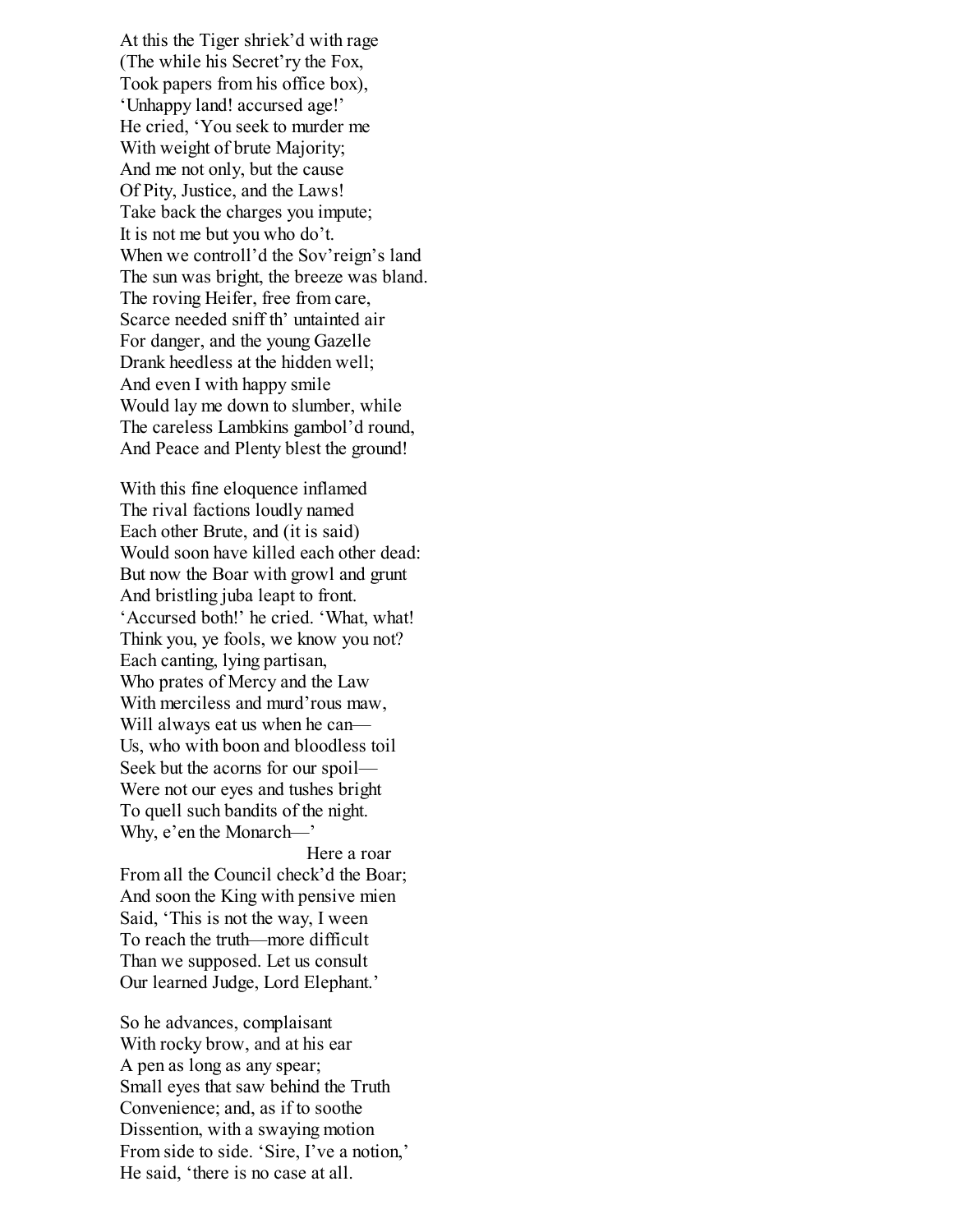At this the Tiger shriek'd with rage  
(The while his Secret'ry the Fox,  
Took papers from his office box),  
'Unhappy land! accursed age!'  
He cried, 'You seek to murder me  
With weight of brute Majority;  
And me not only, but the cause  
Of Pity, Justice, and the Laws!  
Take back the charges you impute;  
It is not me but you who do't.  
When we controll'd the Sov'reign's land  
The sun was bright, the breeze was bland.  
The roving Heifer, free from care,  
Scarce needed sniff th' untainted air  
For danger, and the young Gazelle  
Drank heedless at the hidden well;  
And even I with happy smile  
Would lay me down to slumber, while  
The careless Lambkins gambol'd round,  
And Peace and Plenty blest the ground!

With this fine eloquence inflamed  
The rival factions loudly named  
Each other Brute, and (it is said)  
Would soon have killed each other dead:  
But now the Boar with growl and grunt  
And bristling juba leapt to front.  
'Accursed both!' he cried. 'What, what!  
Think you, ye fools, we know you not?  
Each canting, lying partisan,  
Who prates of Mercy and the Law  
With merciless and murd'rous maw,  
Will always eat us when he can—  
Us, who with boon and bloodless toil  
Seek but the acorns for our spoil—  
Were not our eyes and tushes bright  
To quell such bandits of the night.  
Why, e'en the Monarch—'  
                                        Here a roar  
From all the Council check'd the Boar;  
And soon the King with pensive mien  
Said, 'This is not the way, I ween  
To reach the truth—more difficult  
Than we supposed. Let us consult  
Our learned Judge, Lord Elephant.'

So he advances, complaisant  
With rocky brow, and at his ear  
A pen as long as any spear;  
Small eyes that saw behind the Truth  
Convenience; and, as if to soothe  
Dissention, with a swaying motion  
From side to side. 'Sire, I've a notion,'  
He said, 'there is no case at all.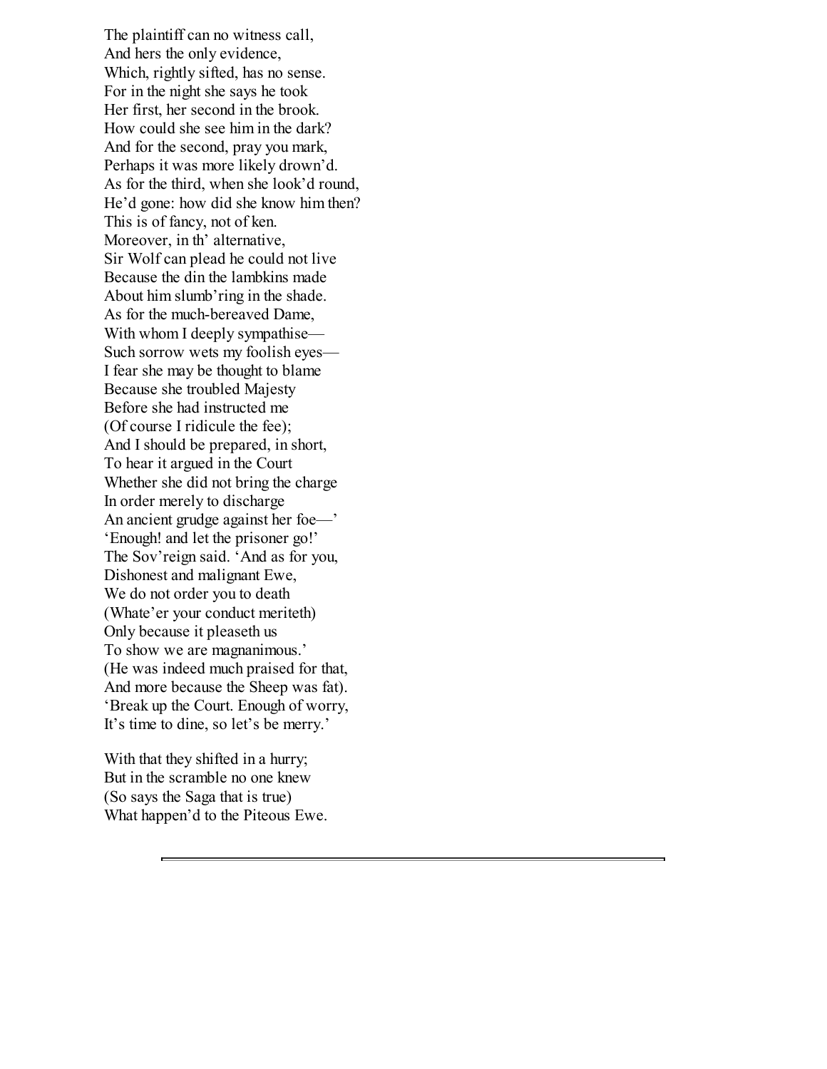The plaintiff can no witness call,  
And hers the only evidence,  
Which, rightly sifted, has no sense.  
For in the night she says he took  
Her first, her second in the brook.  
How could she see him in the dark?  
And for the second, pray you mark,  
Perhaps it was more likely drown'd.  
As for the third, when she look'd round,  
He'd gone: how did she know him then?  
This is of fancy, not of ken.  
Moreover, in th' alternative,  
Sir Wolf can plead he could not live  
Because the din the lambkins made  
About him slumb'ring in the shade.  
As for the much-bereaved Dame,  
With whom I deeply sympathise—  
Such sorrow wets my foolish eyes—  
I fear she may be thought to blame  
Because she troubled Majesty  
Before she had instructed me  
(Of course I ridicule the fee);  
And I should be prepared, in short,  
To hear it argued in the Court  
Whether she did not bring the charge  
In order merely to discharge  
An ancient grudge against her foe—'  
'Enough! and let the prisoner go!'  
The Sov'reign said. 'And as for you,  
Dishonest and malignant Ewe,  
We do not order you to death  
(Whate'er your conduct meriteth)  
Only because it pleaseth us  
To show we are magnanimous.'  
(He was indeed much praised for that,  
And more because the Sheep was fat).  
'Break up the Court. Enough of worry,  
It's time to dine, so let's be merry.'

With that they shifted in a hurry;  
But in the scramble no one knew  
(So says the Saga that is true)  
What happen'd to the Piteous Ewe.

---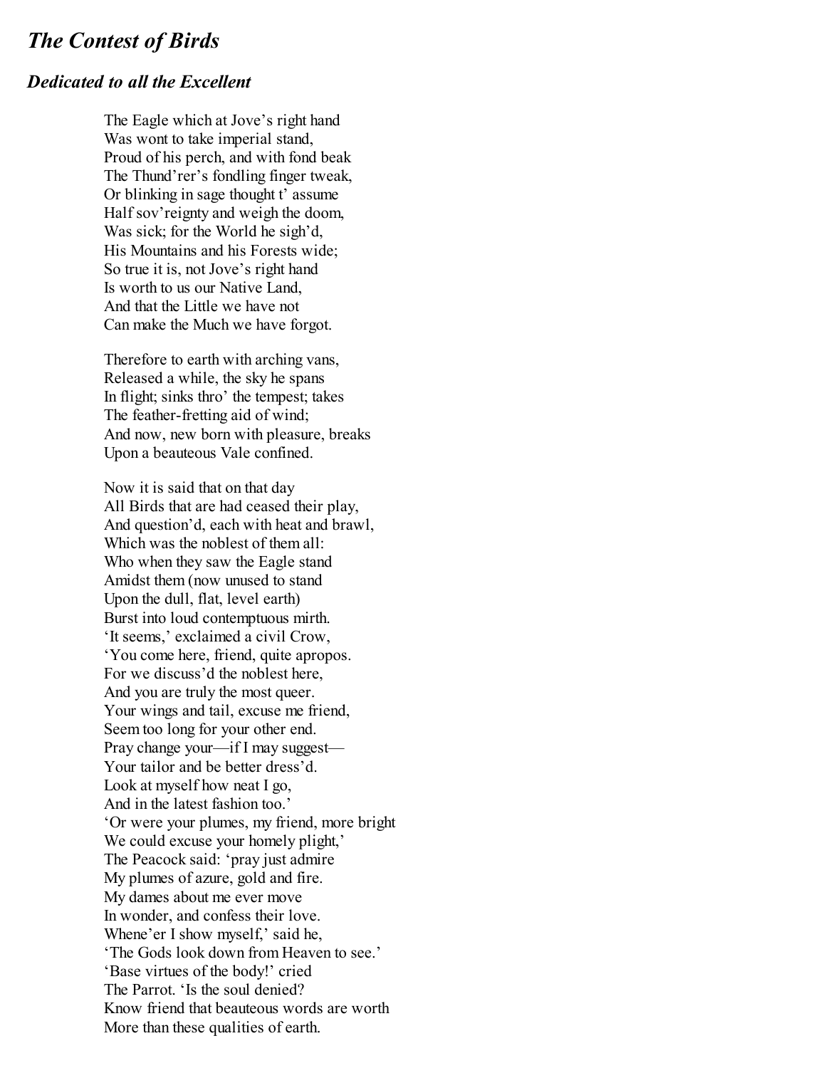## *The Contest of Birds*

### *Dedicated to all the Excellent*

The Eagle which at Jove's right hand  
Was wont to take imperial stand,  
Proud of his perch, and with fond beak  
The Thund'rer's fondling finger tweak,  
Or blinking in sage thought t' assume  
Half sov'reignty and weigh the doom,  
Was sick; for the World he sigh'd,  
His Mountains and his Forests wide;  
So true it is, not Jove's right hand  
Is worth to us our Native Land,  
And that the Little we have not  
Can make the Much we have forgot.

Therefore to earth with arching vans,  
Released a while, the sky he spans  
In flight; sinks thro' the tempest; takes  
The feather-fretting aid of wind;  
And now, new born with pleasure, breaks  
Upon a beauteous Vale confined.

Now it is said that on that day  
All Birds that are had ceased their play,  
And question'd, each with heat and brawl,  
Which was the noblest of them all:  
Who when they saw the Eagle stand  
Amidst them (now unused to stand  
Upon the dull, flat, level earth)  
Burst into loud contemptuous mirth.  
'It seems,' exclaimed a civil Crow,  
'You come here, friend, quite apropos.  
For we discuss'd the noblest here,  
And you are truly the most queer.  
Your wings and tail, excuse me friend,  
Seem too long for your other end.  
Pray change your—if I may suggest—  
Your tailor and be better dress'd.  
Look at myself how neat I go,  
And in the latest fashion too.'  
'Or were your plumes, my friend, more bright  
We could excuse your homely plight,'  
The Peacock said: 'pray just admire  
My plumes of azure, gold and fire.  
My dames about me ever move  
In wonder, and confess their love.  
Whene'er I show myself,' said he,  
'The Gods look down from Heaven to see.'  
'Base virtues of the body!' cried  
The Parrot. 'Is the soul denied?  
Know friend that beauteous words are worth  
More than these qualities of earth.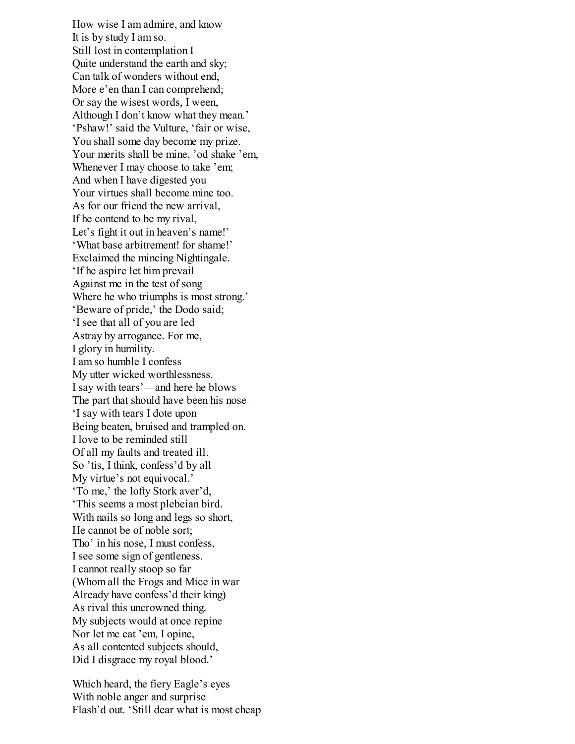How wise I am admire, and know  
It is by study I am so.  
Still lost in contemplation I  
Quite understand the earth and sky;  
Can talk of wonders without end,  
More e'en than I can comprehend;  
Or say the wisest words, I ween,  
Although I don't know what they mean.'  
'Pshaw!' said the Vulture, 'fair or wise,  
You shall some day become my prize.  
Your merits shall be mine, 'od shake 'em,  
Whenever I may choose to take 'em;  
And when I have digested you  
Your virtues shall become mine too.  
As for our friend the new arrival,  
If he contend to be my rival,  
Let's fight it out in heaven's name!'  
'What base arbitrement! for shame!'  
Exclaimed the mincing Nightingale.  
'If he aspire let him prevail  
Against me in the test of song  
Where he who triumphs is most strong.'  
'Beware of pride,' the Dodo said;  
'I see that all of you are led  
Astray by arrogance. For me,  
I glory in humility.  
I am so humble I confess  
My utter wicked worthlessness.  
I say with tears'—and here he blows  
The part that should have been his nose—  
'I say with tears I dote upon  
Being beaten, bruised and trampled on.  
I love to be reminded still  
Of all my faults and treated ill.  
So 'tis, I think, confess'd by all  
My virtue's not equivocal.'  
'To me,' the lofty Stork aver'd,  
'This seems a most plebeian bird.  
With nails so long and legs so short,  
He cannot be of noble sort;  
Tho' in his nose, I must confess,  
I see some sign of gentleness.  
I cannot really stoop so far  
(Whom all the Frogs and Mice in war  
Already have confess'd their king)  
As rival this uncrowned thing.  
My subjects would at once repine  
Nor let me eat 'em, I opine,  
As all contented subjects should,  
Did I disgrace my royal blood.'

Which heard, the fiery Eagle's eyes  
With noble anger and surprise  
Flash'd out. 'Still dear what is most cheap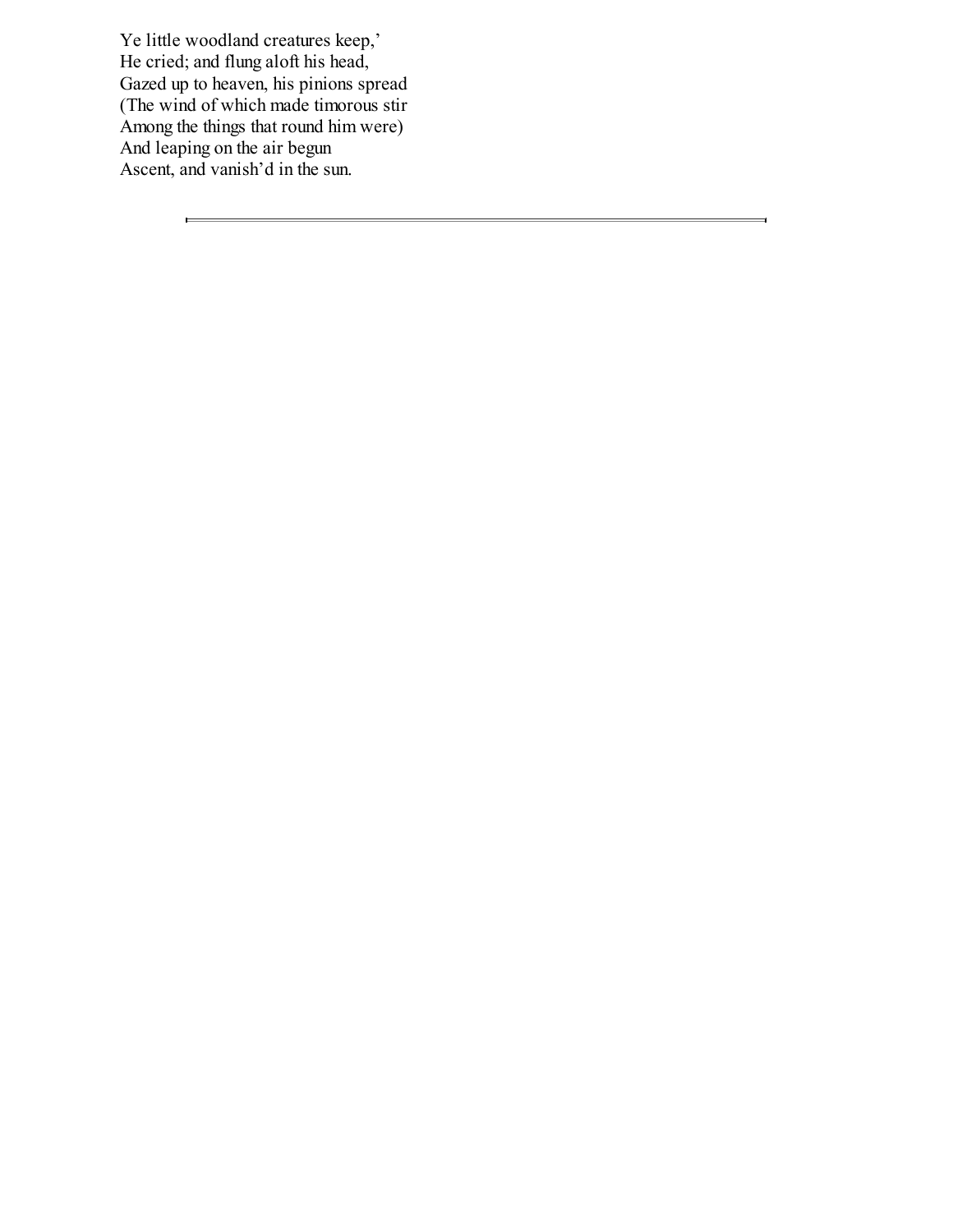Ye little woodland creatures keep,'  
He cried; and flung aloft his head,  
Gazed up to heaven, his pinions spread  
(The wind of which made timorous stir  
Among the things that round him were)  
And leaping on the air begun  
Ascent, and vanish'd in the sun.

---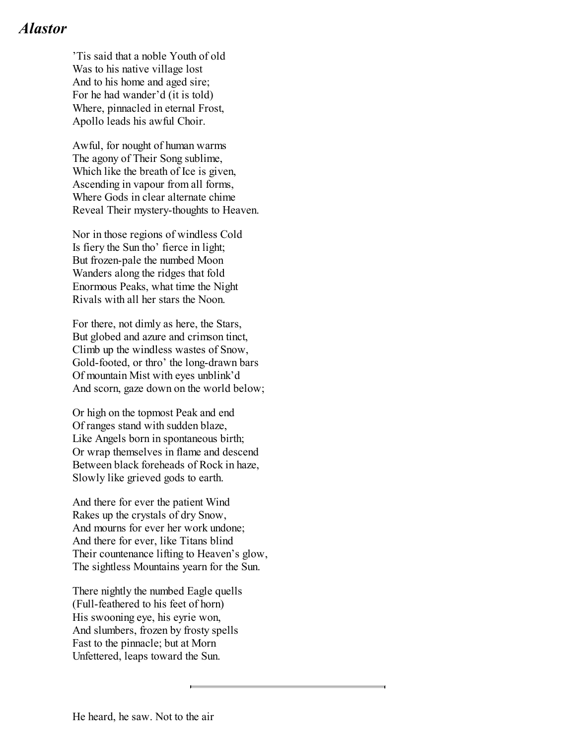## *Alastor*

’Tis said that a noble Youth of old  
Was to his native village lost  
And to his home and aged sire;  
For he had wander’d (it is told)  
Where, pinnacled in eternal Frost,  
Apollo leads his awful Choir.

Awful, for nought of human warms  
The agony of Their Song sublime,  
Which like the breath of Ice is given,  
Ascending in vapour from all forms,  
Where Gods in clear alternate chime  
Reveal Their mystery-thoughts to Heaven.

Nor in those regions of windless Cold  
Is fiery the Sun tho’ fierce in light;  
But frozen-pale the numbed Moon  
Wanders along the ridges that fold  
Enormous Peaks, what time the Night  
Rivals with all her stars the Noon.

For there, not dimly as here, the Stars,  
But globed and azure and crimson tinct,  
Climb up the windless wastes of Snow,  
Gold-footed, or thro’ the long-drawn bars  
Of mountain Mist with eyes unblink’d  
And scorn, gaze down on the world below;

Or high on the topmost Peak and end  
Of ranges stand with sudden blaze,  
Like Angels born in spontaneous birth;  
Or wrap themselves in flame and descend  
Between black foreheads of Rock in haze,  
Slowly like grieved gods to earth.

And there for ever the patient Wind  
Rakes up the crystals of dry Snow,  
And mourns for ever her work undone;  
And there for ever, like Titans blind  
Their countenance lifting to Heaven’s glow,  
The sightless Mountains yearn for the Sun.

There nightly the numbed Eagle quells  
(Full-feathered to his feet of horn)  
His swooning eye, his eyrie won,  
And slumbers, frozen by frosty spells  
Fast to the pinnacle; but at Morn  
Unfettered, leaps toward the Sun.

---

He heard, he saw. Not to the air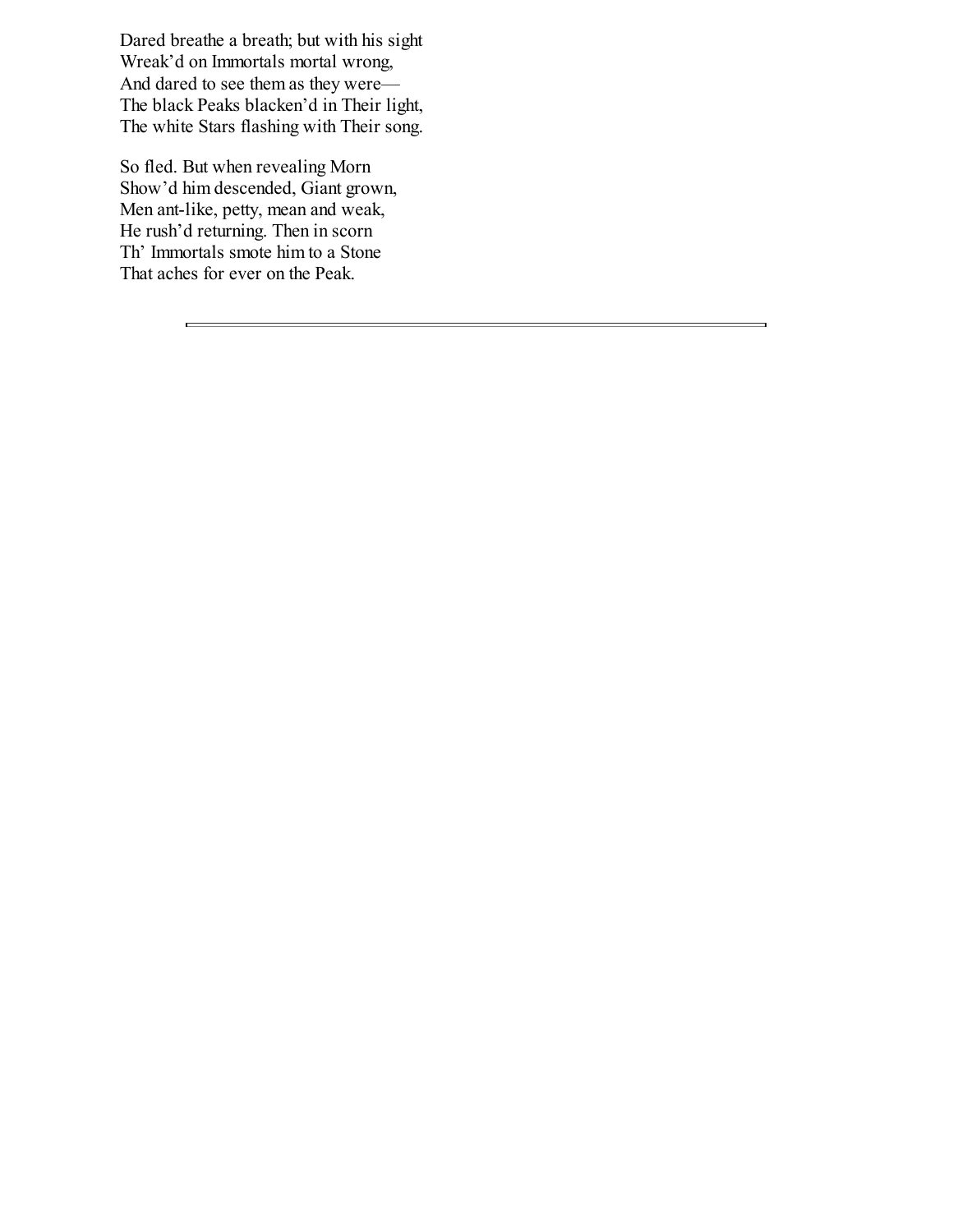Dared breathe a breath; but with his sight  
Wreak'd on Immortals mortal wrong,  
And dared to see them as they were—  
The black Peaks blacken'd in Their light,  
The white Stars flashing with Their song.

So fled. But when revealing Morn  
Show'd him descended, Giant grown,  
Men ant-like, petty, mean and weak,  
He rush'd returning. Then in scorn  
Th' Immortals smote him to a Stone  
That aches for ever on the Peak.

---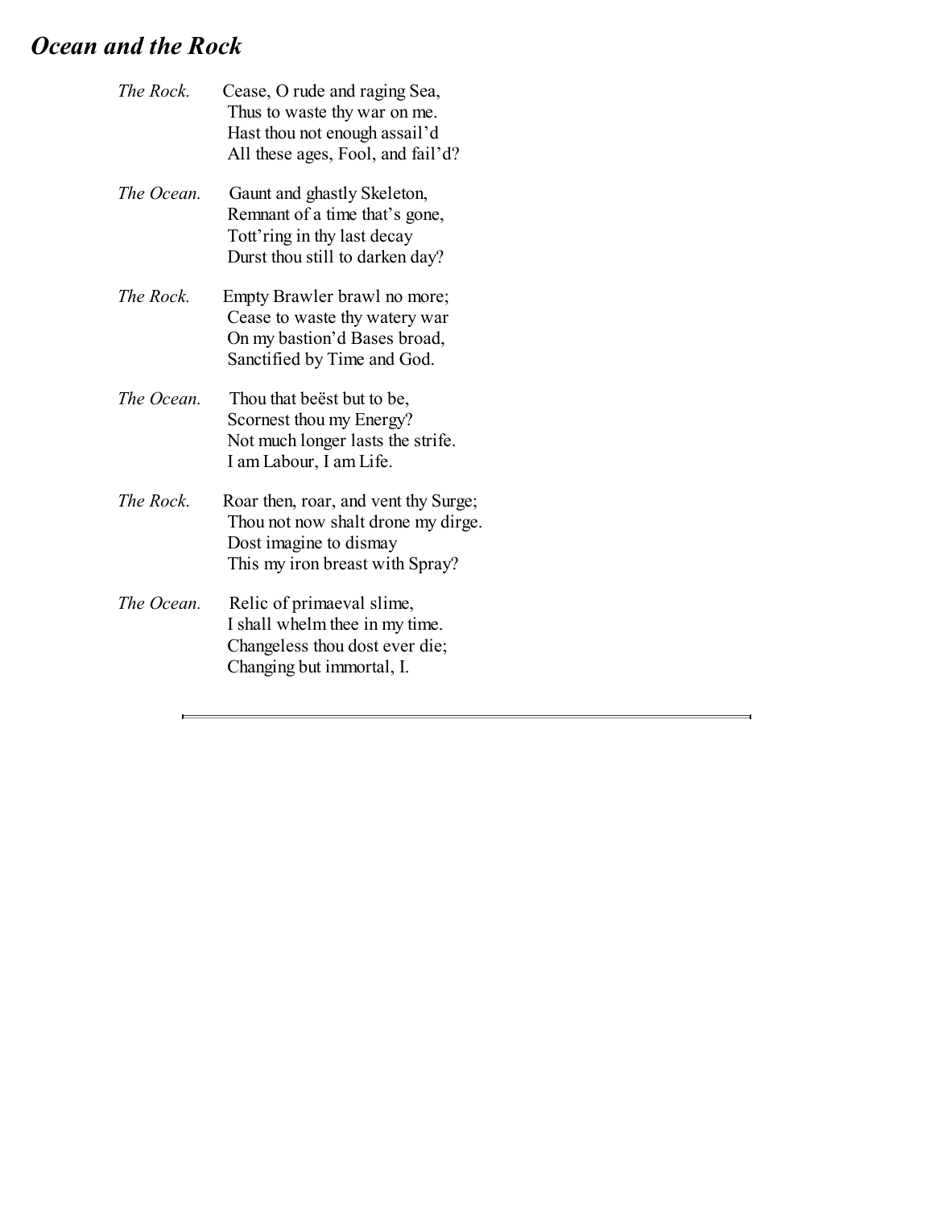## *Ocean and the Rock*

*The Rock.* Cease, O rude and raging Sea,
Thus to waste thy war on me.
Hast thou not enough assail'd
All these ages, Fool, and fail'd?

*The Ocean.* Gaunt and ghastly Skeleton,
Remnant of a time that's gone,
Tott'ring in thy last decay
Durst thou still to darken day?

*The Rock.* Empty Brawler brawl no more;
Cease to waste thy watery war
On my bastion'd Bases broad,
Sanctified by Time and God.

*The Ocean.* Thou that beëst but to be,
Scornest thou my Energy?
Not much longer lasts the strife.
I am Labour, I am Life.

*The Rock.* Roar then, roar, and vent thy Surge;
Thou not now shalt drone my dirge.
Dost imagine to dismay
This my iron breast with Spray?

*The Ocean.* Relic of primaeval slime,
I shall whelm thee in my time.
Changeless thou dost ever die;
Changing but immortal, I.

---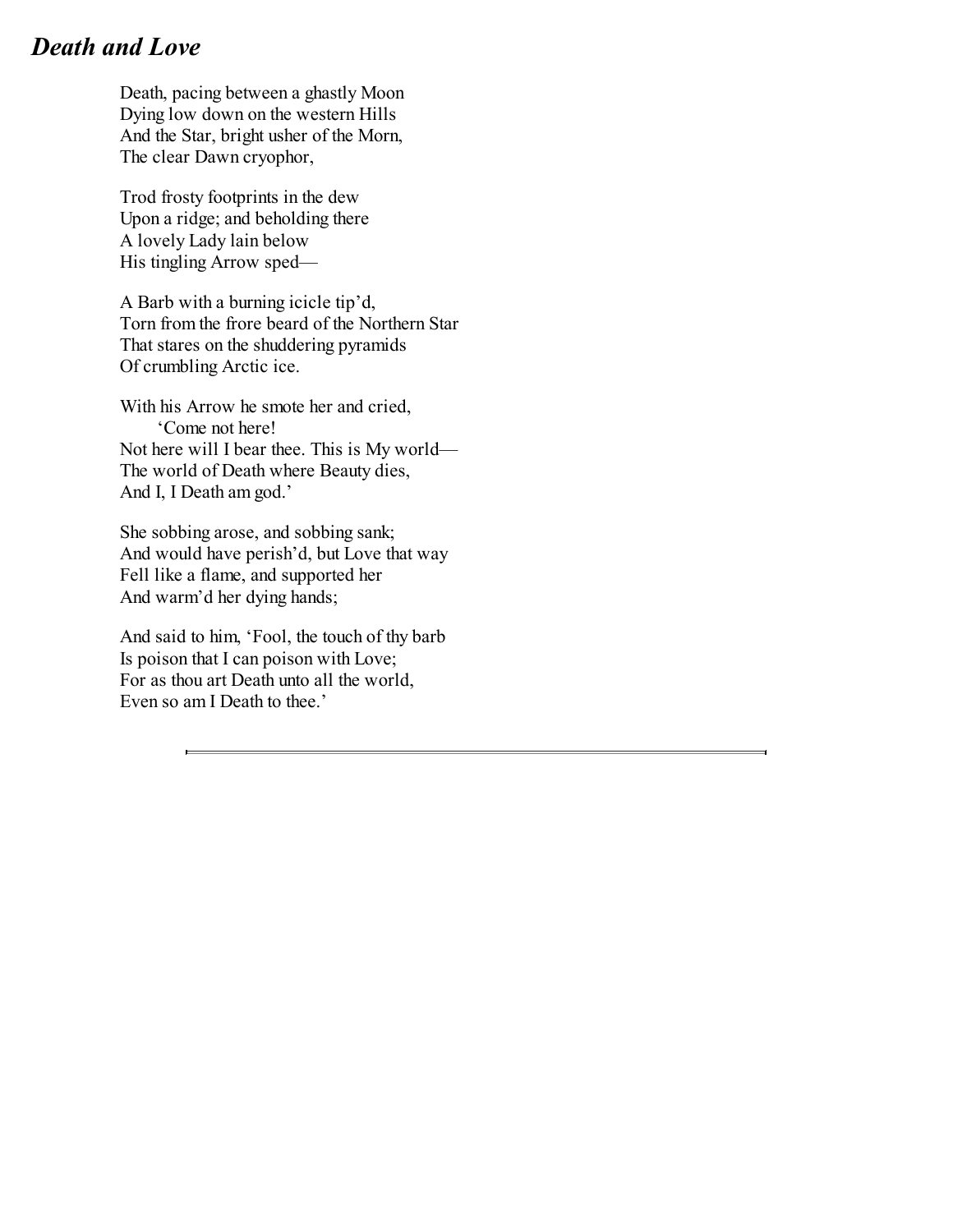## *Death and Love*

Death, pacing between a ghastly Moon  
Dying low down on the western Hills  
And the Star, bright usher of the Morn,  
The clear Dawn cryophor,

Trod frosty footprints in the dew  
Upon a ridge; and beholding there  
A lovely Lady lain below  
His tingling Arrow sped—

A Barb with a burning icicle tip'd,  
Torn from the frore beard of the Northern Star  
That stares on the shuddering pyramids  
Of crumbling Arctic ice.

With his Arrow he smote her and cried,  
&emsp;&emsp;'Come not here!  
Not here will I bear thee. This is My world—  
The world of Death where Beauty dies,  
And I, I Death am god.'

She sobbing arose, and sobbing sank;  
And would have perish'd, but Love that way  
Fell like a flame, and supported her  
And warm'd her dying hands;

And said to him, 'Fool, the touch of thy barb  
Is poison that I can poison with Love;  
For as thou art Death unto all the world,  
Even so am I Death to thee.'

---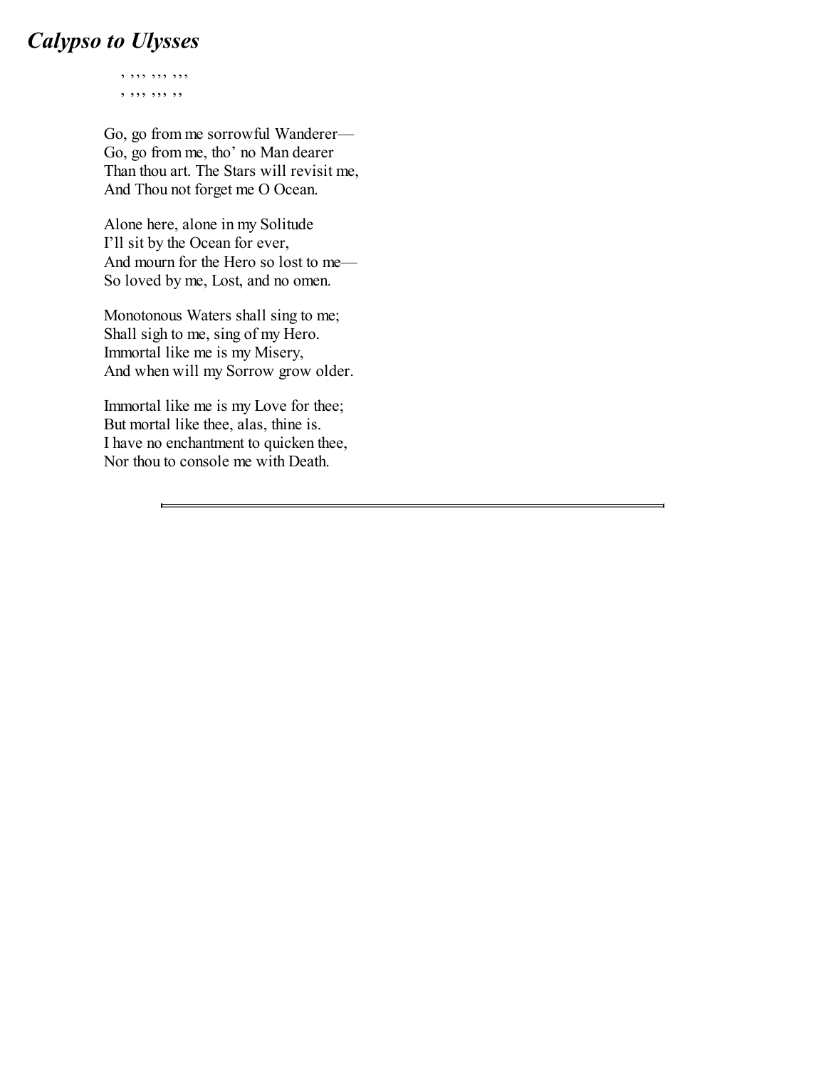# *Calypso to Ulysses*

, ,,, ,,, ,,,
, ,,, ,,, ,,

Go, go from me sorrowful Wanderer—
Go, go from me, tho' no Man dearer
Than thou art. The Stars will revisit me,
And Thou not forget me O Ocean.

Alone here, alone in my Solitude
I'll sit by the Ocean for ever,
And mourn for the Hero so lost to me—
So loved by me, Lost, and no omen.

Monotonous Waters shall sing to me;
Shall sigh to me, sing of my Hero.
Immortal like me is my Misery,
And when will my Sorrow grow older.

Immortal like me is my Love for thee;
But mortal like thee, alas, thine is.
I have no enchantment to quicken thee,
Nor thou to console me with Death.

---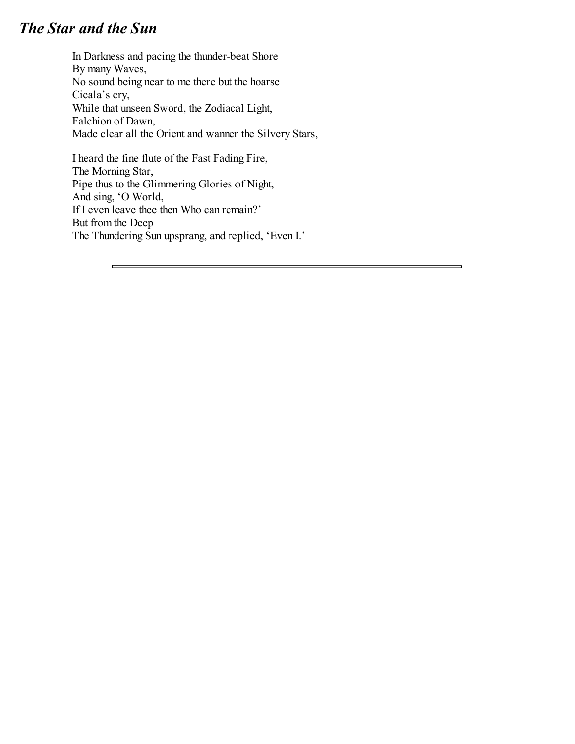## *The Star and the Sun*

In Darkness and pacing the thunder-beat Shore  
By many Waves,  
No sound being near to me there but the hoarse  
Cicala's cry,  
While that unseen Sword, the Zodiacal Light,  
Falchion of Dawn,  
Made clear all the Orient and wanner the Silvery Stars,

I heard the fine flute of the Fast Fading Fire,  
The Morning Star,  
Pipe thus to the Glimmering Glories of Night,  
And sing, 'O World,  
If I even leave thee then Who can remain?'  
But from the Deep  
The Thundering Sun upsprang, and replied, 'Even I.'

---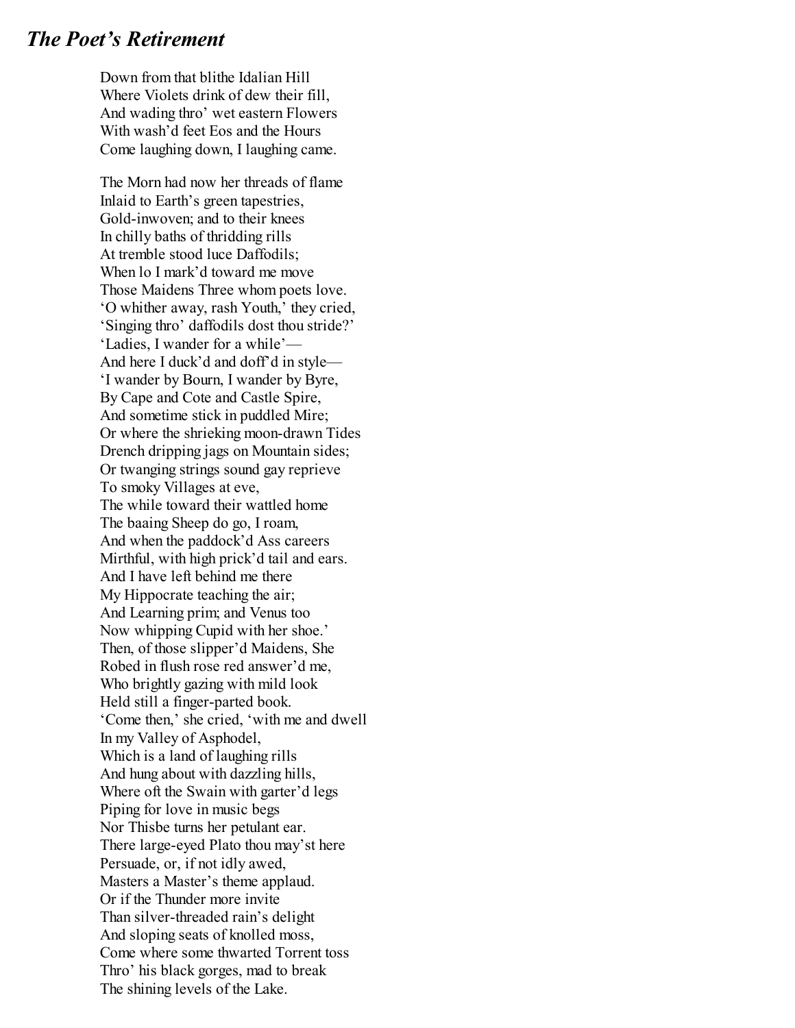## *The Poet's Retirement*

Down from that blithe Idalian Hill  
Where Violets drink of dew their fill,  
And wading thro' wet eastern Flowers  
With wash'd feet Eos and the Hours  
Come laughing down, I laughing came.

The Morn had now her threads of flame  
Inlaid to Earth's green tapestries,  
Gold-inwoven; and to their knees  
In chilly baths of thridding rills  
At tremble stood luce Daffodils;  
When lo I mark'd toward me move  
Those Maidens Three whom poets love.  
'O whither away, rash Youth,' they cried,  
'Singing thro' daffodils dost thou stride?'  
'Ladies, I wander for a while'—  
And here I duck'd and doff'd in style—  
'I wander by Bourn, I wander by Byre,  
By Cape and Cote and Castle Spire,  
And sometime stick in puddled Mire;  
Or where the shrieking moon-drawn Tides  
Drench dripping jags on Mountain sides;  
Or twanging strings sound gay reprieve  
To smoky Villages at eve,  
The while toward their wattled home  
The baaing Sheep do go, I roam,  
And when the paddock'd Ass careers  
Mirthful, with high prick'd tail and ears.  
And I have left behind me there  
My Hippocrate teaching the air;  
And Learning prim; and Venus too  
Now whipping Cupid with her shoe.'  
Then, of those slipper'd Maidens, She  
Robed in flush rose red answer'd me,  
Who brightly gazing with mild look  
Held still a finger-parted book.  
'Come then,' she cried, 'with me and dwell  
In my Valley of Asphodel,  
Which is a land of laughing rills  
And hung about with dazzling hills,  
Where oft the Swain with garter'd legs  
Piping for love in music begs  
Nor Thisbe turns her petulant ear.  
There large-eyed Plato thou may'st here  
Persuade, or, if not idly awed,  
Masters a Master's theme applaud.  
Or if the Thunder more invite  
Than silver-threaded rain's delight  
And sloping seats of knolled moss,  
Come where some thwarted Torrent toss  
Thro' his black gorges, mad to break  
The shining levels of the Lake.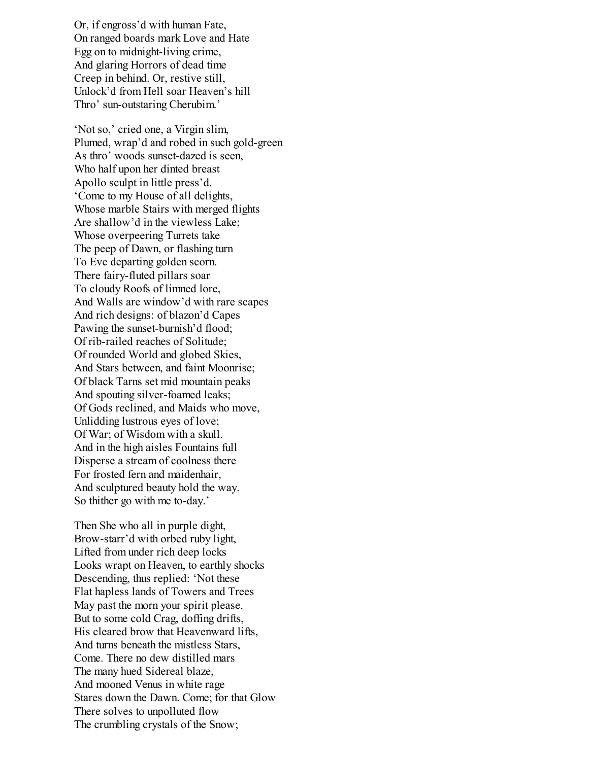Or, if engross'd with human Fate,  
On ranged boards mark Love and Hate  
Egg on to midnight-living crime,  
And glaring Horrors of dead time  
Creep in behind. Or, restive still,  
Unlock'd from Hell soar Heaven's hill  
Thro' sun-outstaring Cherubim.'

'Not so,' cried one, a Virgin slim,  
Plumed, wrap'd and robed in such gold-green  
As thro' woods sunset-dazed is seen,  
Who half upon her dinted breast  
Apollo sculpt in little press'd.  
'Come to my House of all delights,  
Whose marble Stairs with merged flights  
Are shallow'd in the viewless Lake;  
Whose overpeering Turrets take  
The peep of Dawn, or flashing turn  
To Eve departing golden scorn.  
There fairy-fluted pillars soar  
To cloudy Roofs of limned lore,  
And Walls are window'd with rare scapes  
And rich designs: of blazon'd Capes  
Pawing the sunset-burnish'd flood;  
Of rib-railed reaches of Solitude;  
Of rounded World and globed Skies,  
And Stars between, and faint Moonrise;  
Of black Tarns set mid mountain peaks  
And spouting silver-foamed leaks;  
Of Gods reclined, and Maids who move,  
Unlidding lustrous eyes of love;  
Of War; of Wisdom with a skull.  
And in the high aisles Fountains full  
Disperse a stream of coolness there  
For frosted fern and maidenhair,  
And sculptured beauty hold the way.  
So thither go with me to-day.'

Then She who all in purple dight,  
Brow-starr'd with orbed ruby light,  
Lifted from under rich deep locks  
Looks wrapt on Heaven, to earthly shocks  
Descending, thus replied: 'Not these  
Flat hapless lands of Towers and Trees  
May past the morn your spirit please.  
But to some cold Crag, doffing drifts,  
His cleared brow that Heavenward lifts,  
And turns beneath the mistless Stars,  
Come. There no dew distilled mars  
The many hued Sidereal blaze,  
And mooned Venus in white rage  
Stares down the Dawn. Come; for that Glow  
There solves to unpolluted flow  
The crumbling crystals of the Snow;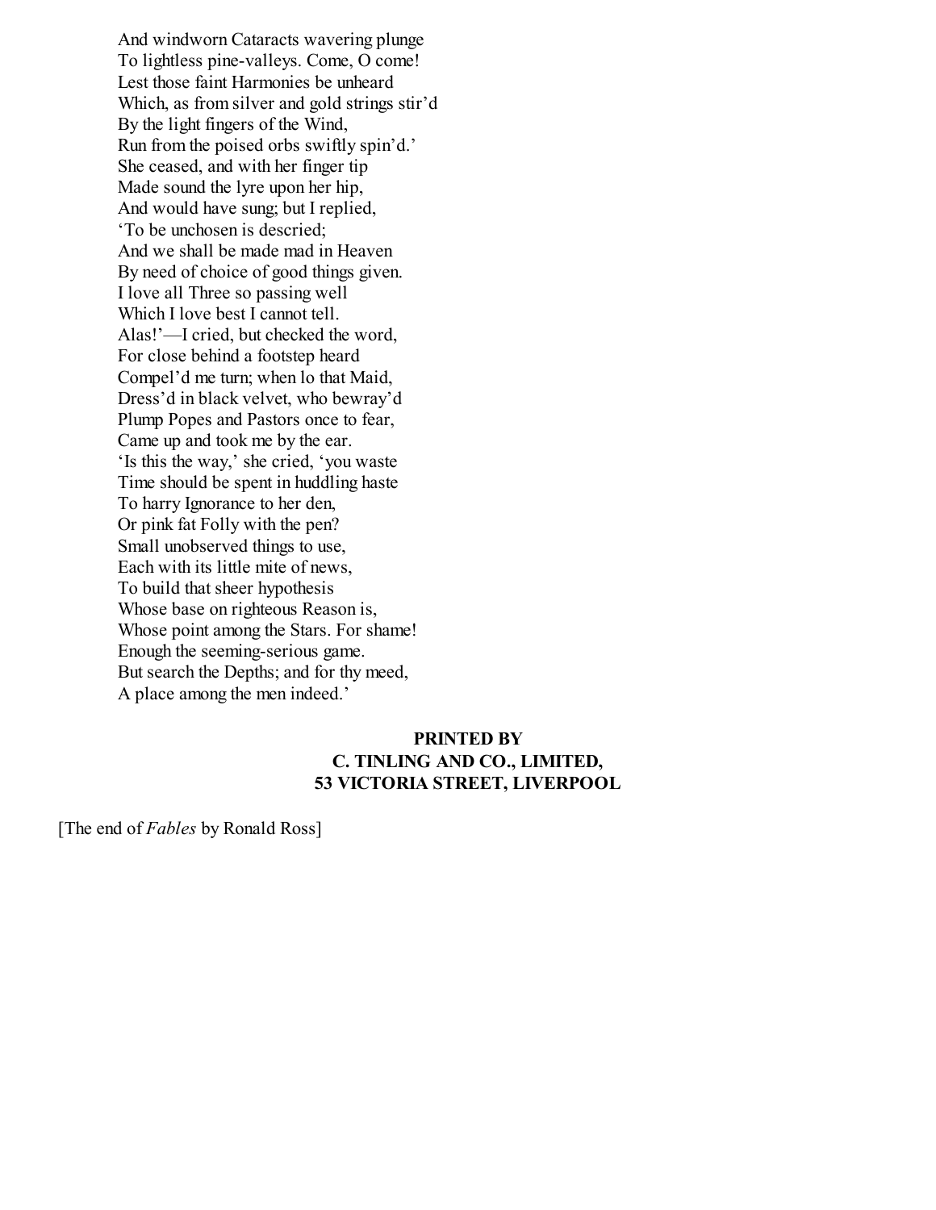And windworn Cataracts wavering plunge
To lightless pine-valleys. Come, O come!
Lest those faint Harmonies be unheard
Which, as from silver and gold strings stir'd
By the light fingers of the Wind,
Run from the poised orbs swiftly spin'd.'
She ceased, and with her finger tip
Made sound the lyre upon her hip,
And would have sung; but I replied,
'To be unchosen is descried;
And we shall be made mad in Heaven
By need of choice of good things given.
I love all Three so passing well
Which I love best I cannot tell.
Alas!'—I cried, but checked the word,
For close behind a footstep heard
Compel'd me turn; when lo that Maid,
Dress'd in black velvet, who bewray'd
Plump Popes and Pastors once to fear,
Came up and took me by the ear.
'Is this the way,' she cried, 'you waste
Time should be spent in huddling haste
To harry Ignorance to her den,
Or pink fat Folly with the pen?
Small unobserved things to use,
Each with its little mite of news,
To build that sheer hypothesis
Whose base on righteous Reason is,
Whose point among the Stars. For shame!
Enough the seeming-serious game.
But search the Depths; and for thy meed,
A place among the men indeed.'

**PRINTED BY**
**C. TINLING AND CO., LIMITED,**
**53 VICTORIA STREET, LIVERPOOL**

[The end of *Fables* by Ronald Ross]